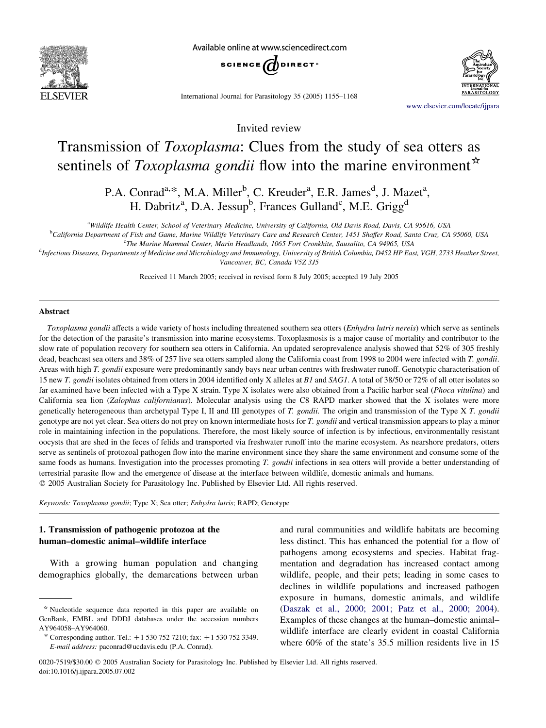Available online at www.sciencedirect.com

Invited review

# Transmission of *Toxoplasma*: Clues from the study of sea otters as sentinels of *Toxoplasma gondii* flow into the marine environment☆

P.A. Conrad[a,*], M.A. Miller[b], C. Kreuder[a], E.R. James[d], J. Mazet[a], H. Dabritz[a], D.A. Jessup[b], Frances Gulland[c], M.E. Grigg[d]

[a]Wildlife Health Center, School of Veterinary Medicine, University of California, Old Davis Road, Davis, CA 95616, USA

[b]California Department of Fish and Game, Marine Wildlife Veterinary Care and Research Center, 1451 Shaffer Road, Santa Cruz, CA 95060, USA

[c]The Marine Mammal Center, Marin Headlands, 1065 Fort Cronkhite, Sausalito, CA 94965, USA

[d]Infectious Diseases, Departments of Medicine and Microbiology and Immunology, University of British Columbia, D452 HP East, VGH, 2733 Heather Street, Vancouver, BC, Canada V5Z 3J5

Received 11 March 2005; received in revised form 8 July 2005; accepted 19 July 2005

## Abstract

*Toxoplasma gondii* affects a wide variety of hosts including threatened southern sea otters (*Enhydra lutris nereis*) which serve as sentinels for the detection of the parasite's transmission into marine ecosystems. Toxoplasmosis is a major cause of mortality and contributor to the slow rate of population recovery for southern sea otters in California. An updated seroprevalence analysis showed that 52% of 305 freshly dead, beachcast sea otters and 38% of 257 live sea otters sampled along the California coast from 1998 to 2004 were infected with *T. gondii*. Areas with high *T. gondii* exposure were predominantly sandy bays near urban centres with freshwater runoff. Genotypic characterisation of 15 new *T. gondii* isolates obtained from otters in 2004 identified only X alleles at *B1* and *SAG1*. A total of 38/50 or 72% of all otter isolates so far examined have been infected with a Type X strain. Type X isolates were also obtained from a Pacific harbor seal (*Phoca vitulina*) and California sea lion (*Zalophus californianus*). Molecular analysis using the C8 RAPD marker showed that the X isolates were more genetically heterogeneous than archetypal Type I, II and III genotypes of *T. gondii*. The origin and transmission of the Type X *T. gondii* genotype are not yet clear. Sea otters do not prey on known intermediate hosts for *T. gondii* and vertical transmission appears to play a minor role in maintaining infection in the populations. Therefore, the most likely source of infection is by infectious, environmentally resistant oocysts that are shed in the feces of felids and transported via freshwater runoff into the marine ecosystem. As nearshore predators, otters serve as sentinels of protozoal pathogen flow into the marine environment since they share the same environment and consume some of the same foods as humans. Investigation into the processes promoting *T. gondii* infections in sea otters will provide a better understanding of terrestrial parasite flow and the emergence of disease at the interface between wildlife, domestic animals and humans.

© 2005 Australian Society for Parasitology Inc. Published by Elsevier Ltd. All rights reserved.

*Keywords:* *Toxoplasma gondii*; Type X; Sea otter; *Enhydra lutris*; RAPD; Genotype

## 1. Transmission of pathogenic protozoa at the human–domestic animal–wildlife interface

With a growing human population and changing demographics globally, the demarcations between urban and rural communities and wildlife habitats are becoming less distinct. This has enhanced the potential for a flow of pathogens among ecosystems and species. Habitat fragmentation and degradation has increased contact among wildlife, people, and their pets; leading in some cases to declines in wildlife populations and increased pathogen exposure in humans, domestic animals, and wildlife (Daszak et al., 2000; 2001; Patz et al., 2000; 2004). Examples of these changes at the human–domestic animal–wildlife interface are clearly evident in coastal California where 60% of the state's 35.5 million residents live in 15

---

☆ Nucleotide sequence data reported in this paper are available on GenBank, EMBL and DDDJ databases under the accession numbers AY964058–AY964060.

\* Corresponding author. Tel.: +1 530 752 7210; fax: +1 530 752 3349. *E-mail address:* paconrad@ucdavis.edu (P.A. Conrad).

0020-7519/$30.00 © 2005 Australian Society for Parasitology Inc. Published by Elsevier Ltd. All rights reserved.
doi:10.1016/j.ijpara.2005.07.002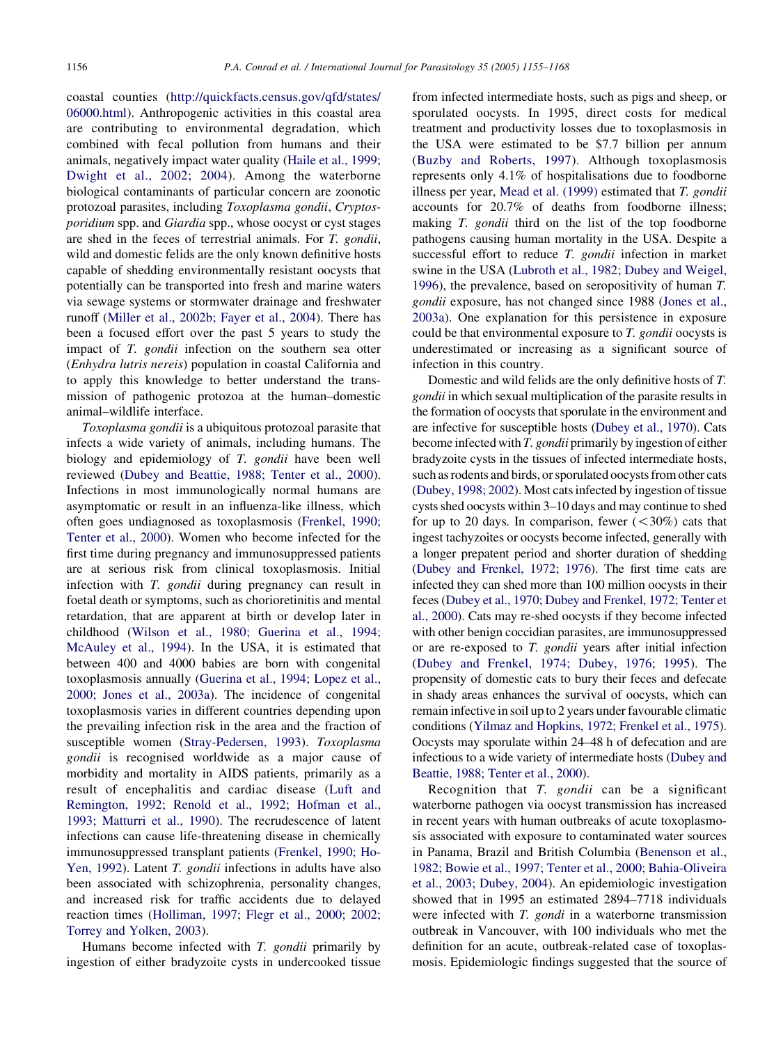coastal counties (http://quickfacts.census.gov/qfd/states/06000.html). Anthropogenic activities in this coastal area are contributing to environmental degradation, which combined with fecal pollution from humans and their animals, negatively impact water quality (Haile et al., 1999; Dwight et al., 2002; 2004). Among the waterborne biological contaminants of particular concern are zoonotic protozoal parasites, including *Toxoplasma gondii*, *Cryptosporidium* spp. and *Giardia* spp., whose oocyst or cyst stages are shed in the feces of terrestrial animals. For *T. gondii*, wild and domestic felids are the only known definitive hosts capable of shedding environmentally resistant oocysts that potentially can be transported into fresh and marine waters via sewage systems or stormwater drainage and freshwater runoff (Miller et al., 2002b; Fayer et al., 2004). There has been a focused effort over the past 5 years to study the impact of *T. gondii* infection on the southern sea otter (*Enhydra lutris nereis*) population in coastal California and to apply this knowledge to better understand the transmission of pathogenic protozoa at the human–domestic animal–wildlife interface.

*Toxoplasma gondii* is a ubiquitous protozoal parasite that infects a wide variety of animals, including humans. The biology and epidemiology of *T. gondii* have been well reviewed (Dubey and Beattie, 1988; Tenter et al., 2000). Infections in most immunologically normal humans are asymptomatic or result in an influenza-like illness, which often goes undiagnosed as toxoplasmosis (Frenkel, 1990; Tenter et al., 2000). Women who become infected for the first time during pregnancy and immunosuppressed patients are at serious risk from clinical toxoplasmosis. Initial infection with *T. gondii* during pregnancy can result in foetal death or symptoms, such as chorioretinitis and mental retardation, that are apparent at birth or develop later in childhood (Wilson et al., 1980; Guerina et al., 1994; McAuley et al., 1994). In the USA, it is estimated that between 400 and 4000 babies are born with congenital toxoplasmosis annually (Guerina et al., 1994; Lopez et al., 2000; Jones et al., 2003a). The incidence of congenital toxoplasmosis varies in different countries depending upon the prevailing infection risk in the area and the fraction of susceptible women (Stray-Pedersen, 1993). *Toxoplasma gondii* is recognised worldwide as a major cause of morbidity and mortality in AIDS patients, primarily as a result of encephalitis and cardiac disease (Luft and Remington, 1992; Renold et al., 1992; Hofman et al., 1993; Matturri et al., 1990). The recrudescence of latent infections can cause life-threatening disease in chemically immunosuppressed transplant patients (Frenkel, 1990; Ho-Yen, 1992). Latent *T. gondii* infections in adults have also been associated with schizophrenia, personality changes, and increased risk for traffic accidents due to delayed reaction times (Holliman, 1997; Flegr et al., 2000; 2002; Torrey and Yolken, 2003).

Humans become infected with *T. gondii* primarily by ingestion of either bradyzoite cysts in undercooked tissue from infected intermediate hosts, such as pigs and sheep, or sporulated oocysts. In 1995, direct costs for medical treatment and productivity losses due to toxoplasmosis in the USA were estimated to be $7.7 billion per annum (Buzby and Roberts, 1997). Although toxoplasmosis represents only 4.1% of hospitalisations due to foodborne illness per year, Mead et al. (1999) estimated that *T. gondii* accounts for 20.7% of deaths from foodborne illness; making *T. gondii* third on the list of the top foodborne pathogens causing human mortality in the USA. Despite a successful effort to reduce *T. gondii* infection in market swine in the USA (Lubroth et al., 1982; Dubey and Weigel, 1996), the prevalence, based on seropositivity of human *T. gondii* exposure, has not changed since 1988 (Jones et al., 2003a). One explanation for this persistence in exposure could be that environmental exposure to *T. gondii* oocysts is underestimated or increasing as a significant source of infection in this country.

Domestic and wild felids are the only definitive hosts of *T. gondii* in which sexual multiplication of the parasite results in the formation of oocysts that sporulate in the environment and are infective for susceptible hosts (Dubey et al., 1970). Cats become infected with *T. gondii* primarily by ingestion of either bradyzoite cysts in the tissues of infected intermediate hosts, such as rodents and birds, or sporulated oocysts from other cats (Dubey, 1998; 2002). Most cats infected by ingestion of tissue cysts shed oocysts within 3–10 days and may continue to shed for up to 20 days. In comparison, fewer (<30%) cats that ingest tachyzoites or oocysts become infected, generally with a longer prepatent period and shorter duration of shedding (Dubey and Frenkel, 1972; 1976). The first time cats are infected they can shed more than 100 million oocysts in their feces (Dubey et al., 1970; Dubey and Frenkel, 1972; Tenter et al., 2000). Cats may re-shed oocysts if they become infected with other benign coccidian parasites, are immunosuppressed or are re-exposed to *T. gondii* years after initial infection (Dubey and Frenkel, 1974; Dubey, 1976; 1995). The propensity of domestic cats to bury their feces and defecate in shady areas enhances the survival of oocysts, which can remain infective in soil up to 2 years under favourable climatic conditions (Yilmaz and Hopkins, 1972; Frenkel et al., 1975). Oocysts may sporulate within 24–48 h of defecation and are infectious to a wide variety of intermediate hosts (Dubey and Beattie, 1988; Tenter et al., 2000).

Recognition that *T. gondii* can be a significant waterborne pathogen via oocyst transmission has increased in recent years with human outbreaks of acute toxoplasmosis associated with exposure to contaminated water sources in Panama, Brazil and British Columbia (Benenson et al., 1982; Bowie et al., 1997; Tenter et al., 2000; Bahia-Oliveira et al., 2003; Dubey, 2004). An epidemiologic investigation showed that in 1995 an estimated 2894–7718 individuals were infected with *T. gondi* in a waterborne transmission outbreak in Vancouver, with 100 individuals who met the definition for an acute, outbreak-related case of toxoplasmosis. Epidemiologic findings suggested that the source of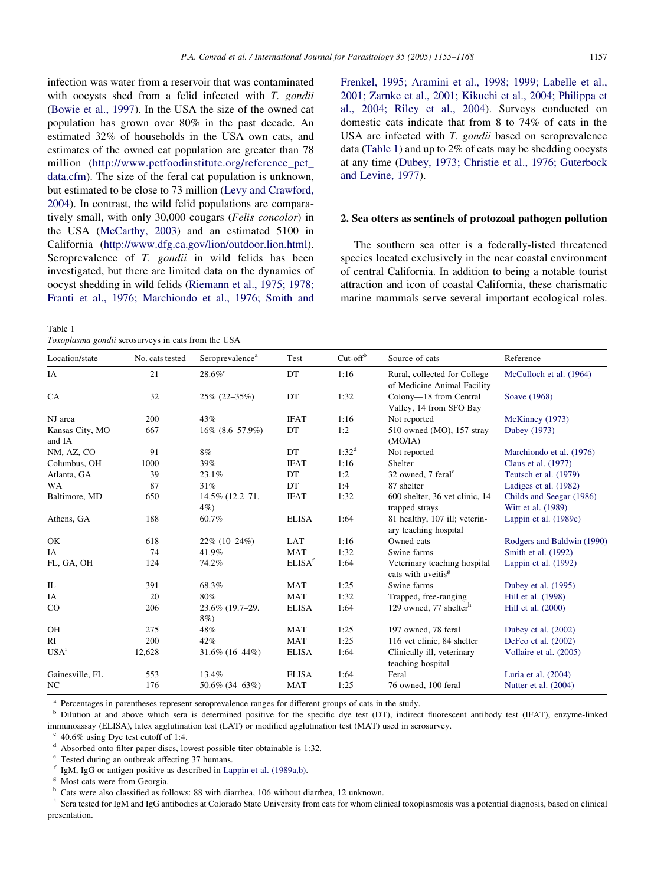infection was water from a reservoir that was contaminated with oocysts shed from a felid infected with *T. gondii* (Bowie et al., 1997). In the USA the size of the owned cat population has grown over 80% in the past decade. An estimated 32% of households in the USA own cats, and estimates of the owned cat population are greater than 78 million (http://www.petfoodinstitute.org/reference_pet_data.cfm). The size of the feral cat population is unknown, but estimated to be close to 73 million (Levy and Crawford, 2004). In contrast, the wild felid populations are comparatively small, with only 30,000 cougars (*Felis concolor*) in the USA (McCarthy, 2003) and an estimated 5100 in California (http://www.dfg.ca.gov/lion/outdoor.lion.html). Seroprevalence of *T. gondii* in wild felids has been investigated, but there are limited data on the dynamics of oocyst shedding in wild felids (Riemann et al., 1975; 1978; Franti et al., 1976; Marchiondo et al., 1976; Smith and Frenkel, 1995; Aramini et al., 1998; 1999; Labelle et al., 2001; Zarnke et al., 2001; Kikuchi et al., 2004; Philippa et al., 2004; Riley et al., 2004). Surveys conducted on domestic cats indicate that from 8 to 74% of cats in the USA are infected with *T. gondii* based on seroprevalence data (Table 1) and up to 2% of cats may be shedding oocysts at any time (Dubey, 1973; Christie et al., 1976; Guterbock and Levine, 1977).

## 2. Sea otters as sentinels of protozoal pathogen pollution

The southern sea otter is a federally-listed threatened species located exclusively in the near coastal environment of central California. In addition to being a notable tourist attraction and icon of coastal California, these charismatic marine mammals serve several important ecological roles.

Table 1
*Toxoplasma gondii* serosurveys in cats from the USA

| Location/state | No. cats tested | Seroprevalence[a] | Test | Cut-off[b] | Source of cats | Reference |
|---|---|---|---|---|---|---|
| IA | 21 | 28.6%[c] | DT | 1:16 | Rural, collected for College of Medicine Animal Facility | McCulloch et al. (1964) |
| CA | 32 | 25% (22–35%) | DT | 1:32 | Colony—18 from Central Valley, 14 from SFO Bay | Soave (1968) |
| NJ area | 200 | 43% | IFAT | 1:16 | Not reported | McKinney (1973) |
| Kansas City, MO and IA | 667 | 16% (8.6–57.9%) | DT | 1:2 | 510 owned (MO), 157 stray (MO/IA) | Dubey (1973) |
| NM, AZ, CO | 91 | 8% | DT | 1:32[d] | Not reported | Marchiondo et al. (1976) |
| Columbus, OH | 1000 | 39% | IFAT | 1:16 | Shelter | Claus et al. (1977) |
| Atlanta, GA | 39 | 23.1% | DT | 1:2 | 32 owned, 7 feral[e] | Teutsch et al. (1979) |
| WA | 87 | 31% | DT | 1:4 | 87 shelter | Ladiges et al. (1982) |
| Baltimore, MD | 650 | 14.5% (12.2–71.4%) | IFAT | 1:32 | 600 shelter, 36 vet clinic, 14 trapped strays | Childs and Seegar (1986) Witt et al. (1989) |
| Athens, GA | 188 | 60.7% | ELISA | 1:64 | 81 healthy, 107 ill; veterinary teaching hospital | Lappin et al. (1989c) |
| OK | 618 | 22% (10–24%) | LAT | 1:16 | Owned cats | Rodgers and Baldwin (1990) |
| IA | 74 | 41.9% | MAT | 1:32 | Swine farms | Smith et al. (1992) |
| FL, GA, OH | 124 | 74.2% | ELISA[f] | 1:64 | Veterinary teaching hospital cats with uveitis[g] | Lappin et al. (1992) |
| IL | 391 | 68.3% | MAT | 1:25 | Swine farms | Dubey et al. (1995) |
| IA | 20 | 80% | MAT | 1:32 | Trapped, free-ranging | Hill et al. (1998) |
| CO | 206 | 23.6% (19.7–29.8%) | ELISA | 1:64 | 129 owned, 77 shelter[h] | Hill et al. (2000) |
| OH | 275 | 48% | MAT | 1:25 | 197 owned, 78 feral | Dubey et al. (2002) |
| RI | 200 | 42% | MAT | 1:25 | 116 vet clinic, 84 shelter | DeFeo et al. (2002) |
| USA[i] | 12,628 | 31.6% (16–44%) | ELISA | 1:64 | Clinically ill, veterinary teaching hospital | Vollaire et al. (2005) |
| Gainesville, FL | 553 | 13.4% | ELISA | 1:64 | Feral | Luria et al. (2004) |
| NC | 176 | 50.6% (34–63%) | MAT | 1:25 | 76 owned, 100 feral | Nutter et al. (2004) |

[a] Percentages in parentheses represent seroprevalence ranges for different groups of cats in the study.
[b] Dilution at and above which sera is determined positive for the specific dye test (DT), indirect fluorescent antibody test (IFAT), enzyme-linked immunoassay (ELISA), latex agglutination test (LAT) or modified agglutination test (MAT) used in serosurvey.
[c] 40.6% using Dye test cutoff of 1:4.
[d] Absorbed onto filter paper discs, lowest possible titer obtainable is 1:32.
[e] Tested during an outbreak affecting 37 humans.
[f] IgM, IgG or antigen positive as described in Lappin et al. (1989a,b).
[g] Most cats were from Georgia.
[h] Cats were also classified as follows: 88 with diarrhea, 106 without diarrhea, 12 unknown.
[i] Sera tested for IgM and IgG antibodies at Colorado State University from cats for whom clinical toxoplasmosis was a potential diagnosis, based on clinical presentation.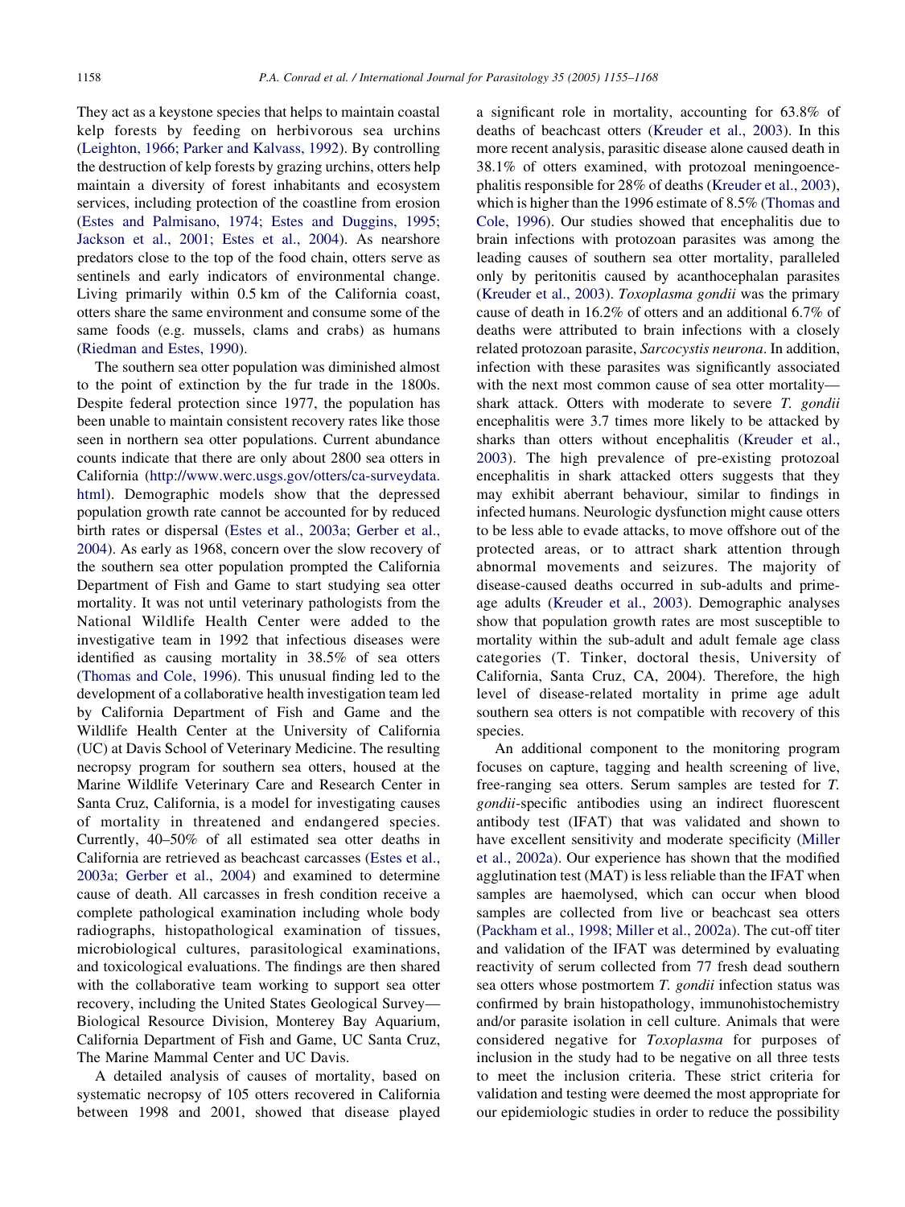They act as a keystone species that helps to maintain coastal kelp forests by feeding on herbivorous sea urchins (Leighton, 1966; Parker and Kalvass, 1992). By controlling the destruction of kelp forests by grazing urchins, otters help maintain a diversity of forest inhabitants and ecosystem services, including protection of the coastline from erosion (Estes and Palmisano, 1974; Estes and Duggins, 1995; Jackson et al., 2001; Estes et al., 2004). As nearshore predators close to the top of the food chain, otters serve as sentinels and early indicators of environmental change. Living primarily within 0.5 km of the California coast, otters share the same environment and consume some of the same foods (e.g. mussels, clams and crabs) as humans (Riedman and Estes, 1990).

The southern sea otter population was diminished almost to the point of extinction by the fur trade in the 1800s. Despite federal protection since 1977, the population has been unable to maintain consistent recovery rates like those seen in northern sea otter populations. Current abundance counts indicate that there are only about 2800 sea otters in California (http://www.werc.usgs.gov/otters/ca-surveydata.html). Demographic models show that the depressed population growth rate cannot be accounted for by reduced birth rates or dispersal (Estes et al., 2003a; Gerber et al., 2004). As early as 1968, concern over the slow recovery of the southern sea otter population prompted the California Department of Fish and Game to start studying sea otter mortality. It was not until veterinary pathologists from the National Wildlife Health Center were added to the investigative team in 1992 that infectious diseases were identified as causing mortality in 38.5% of sea otters (Thomas and Cole, 1996). This unusual finding led to the development of a collaborative health investigation team led by California Department of Fish and Game and the Wildlife Health Center at the University of California (UC) at Davis School of Veterinary Medicine. The resulting necropsy program for southern sea otters, housed at the Marine Wildlife Veterinary Care and Research Center in Santa Cruz, California, is a model for investigating causes of mortality in threatened and endangered species. Currently, 40–50% of all estimated sea otter deaths in California are retrieved as beachcast carcasses (Estes et al., 2003a; Gerber et al., 2004) and examined to determine cause of death. All carcasses in fresh condition receive a complete pathological examination including whole body radiographs, histopathological examination of tissues, microbiological cultures, parasitological examinations, and toxicological evaluations. The findings are then shared with the collaborative team working to support sea otter recovery, including the United States Geological Survey—Biological Resource Division, Monterey Bay Aquarium, California Department of Fish and Game, UC Santa Cruz, The Marine Mammal Center and UC Davis.

A detailed analysis of causes of mortality, based on systematic necropsy of 105 otters recovered in California between 1998 and 2001, showed that disease played a significant role in mortality, accounting for 63.8% of deaths of beachcast otters (Kreuder et al., 2003). In this more recent analysis, parasitic disease alone caused death in 38.1% of otters examined, with protozoal meningoencephalitis responsible for 28% of deaths (Kreuder et al., 2003), which is higher than the 1996 estimate of 8.5% (Thomas and Cole, 1996). Our studies showed that encephalitis due to brain infections with protozoan parasites was among the leading causes of southern sea otter mortality, paralleled only by peritonitis caused by acanthocephalan parasites (Kreuder et al., 2003). *Toxoplasma gondii* was the primary cause of death in 16.2% of otters and an additional 6.7% of deaths were attributed to brain infections with a closely related protozoan parasite, *Sarcocystis neurona*. In addition, infection with these parasites was significantly associated with the next most common cause of sea otter mortality—shark attack. Otters with moderate to severe *T. gondii* encephalitis were 3.7 times more likely to be attacked by sharks than otters without encephalitis (Kreuder et al., 2003). The high prevalence of pre-existing protozoal encephalitis in shark attacked otters suggests that they may exhibit aberrant behaviour, similar to findings in infected humans. Neurologic dysfunction might cause otters to be less able to evade attacks, to move offshore out of the protected areas, or to attract shark attention through abnormal movements and seizures. The majority of disease-caused deaths occurred in sub-adults and prime-age adults (Kreuder et al., 2003). Demographic analyses show that population growth rates are most susceptible to mortality within the sub-adult and adult female age class categories (T. Tinker, doctoral thesis, University of California, Santa Cruz, CA, 2004). Therefore, the high level of disease-related mortality in prime age adult southern sea otters is not compatible with recovery of this species.

An additional component to the monitoring program focuses on capture, tagging and health screening of live, free-ranging sea otters. Serum samples are tested for *T. gondii*-specific antibodies using an indirect fluorescent antibody test (IFAT) that was validated and shown to have excellent sensitivity and moderate specificity (Miller et al., 2002a). Our experience has shown that the modified agglutination test (MAT) is less reliable than the IFAT when samples are haemolysed, which can occur when blood samples are collected from live or beachcast sea otters (Packham et al., 1998; Miller et al., 2002a). The cut-off titer and validation of the IFAT was determined by evaluating reactivity of serum collected from 77 fresh dead southern sea otters whose postmortem *T. gondii* infection status was confirmed by brain histopathology, immunohistochemistry and/or parasite isolation in cell culture. Animals that were considered negative for *Toxoplasma* for purposes of inclusion in the study had to be negative on all three tests to meet the inclusion criteria. These strict criteria for validation and testing were deemed the most appropriate for our epidemiologic studies in order to reduce the possibility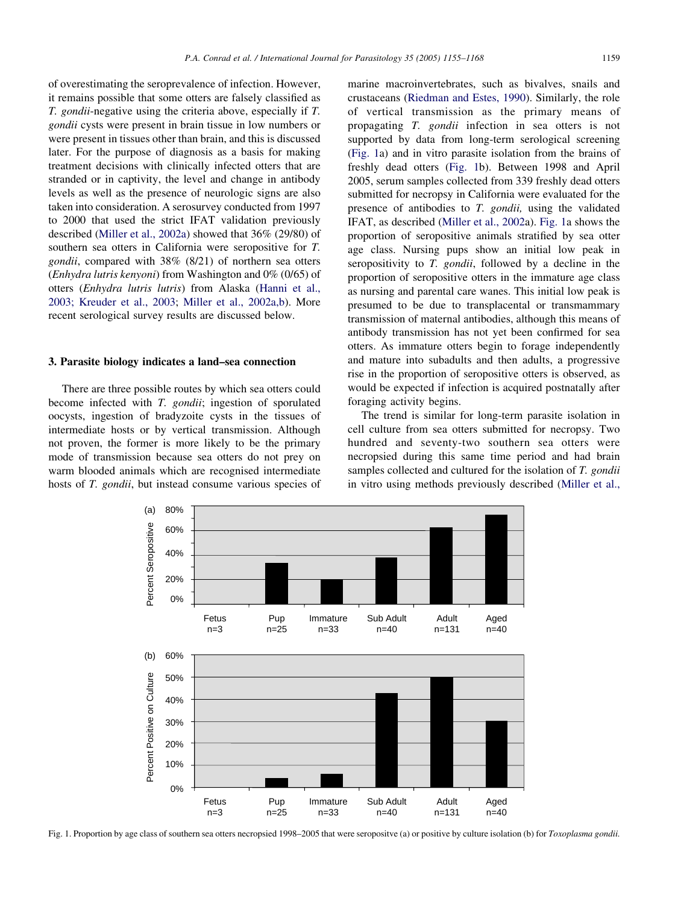of overestimating the seroprevalence of infection. However, it remains possible that some otters are falsely classified as *T. gondii*-negative using the criteria above, especially if *T. gondii* cysts were present in brain tissue in low numbers or were present in tissues other than brain, and this is discussed later. For the purpose of diagnosis as a basis for making treatment decisions with clinically infected otters that are stranded or in captivity, the level and change in antibody levels as well as the presence of neurologic signs are also taken into consideration. A serosurvey conducted from 1997 to 2000 that used the strict IFAT validation previously described (Miller et al., 2002a) showed that 36% (29/80) of southern sea otters in California were seropositive for *T. gondii*, compared with 38% (8/21) of northern sea otters (*Enhydra lutris kenyoni*) from Washington and 0% (0/65) of otters (*Enhydra lutris lutris*) from Alaska (Hanni et al., 2003; Kreuder et al., 2003; Miller et al., 2002a,b). More recent serological survey results are discussed below.

## 3. Parasite biology indicates a land–sea connection

There are three possible routes by which sea otters could become infected with *T. gondii*; ingestion of sporulated oocysts, ingestion of bradyzoite cysts in the tissues of intermediate hosts or by vertical transmission. Although not proven, the former is more likely to be the primary mode of transmission because sea otters do not prey on warm blooded animals which are recognised intermediate hosts of *T. gondii*, but instead consume various species of marine macroinvertebrates, such as bivalves, snails and crustaceans (Riedman and Estes, 1990). Similarly, the role of vertical transmission as the primary means of propagating *T. gondii* infection in sea otters is not supported by data from long-term serological screening (Fig. 1a) and in vitro parasite isolation from the brains of freshly dead otters (Fig. 1b). Between 1998 and April 2005, serum samples collected from 339 freshly dead otters submitted for necropsy in California were evaluated for the presence of antibodies to *T. gondii,* using the validated IFAT, as described (Miller et al., 2002a). Fig. 1a shows the proportion of seropositive animals stratified by sea otter age class. Nursing pups show an initial low peak in seropositivity to *T. gondii*, followed by a decline in the proportion of seropositive otters in the immature age class as nursing and parental care wanes. This initial low peak is presumed to be due to transplacental or transmammary transmission of maternal antibodies, although this means of antibody transmission has not yet been confirmed for sea otters. As immature otters begin to forage independently and mature into subadults and then adults, a progressive rise in the proportion of seropositive otters is observed, as would be expected if infection is acquired postnatally after foraging activity begins.

The trend is similar for long-term parasite isolation in cell culture from sea otters submitted for necropsy. Two hundred and seventy-two southern sea otters were necropsied during this same time period and had brain samples collected and cultured for the isolation of *T. gondii* in vitro using methods previously described (Miller et al.,

Fig. 1. Proportion by age class of southern sea otters necropsied 1998–2005 that were seropositve (a) or positive by culture isolation (b) for *Toxoplasma gondii.*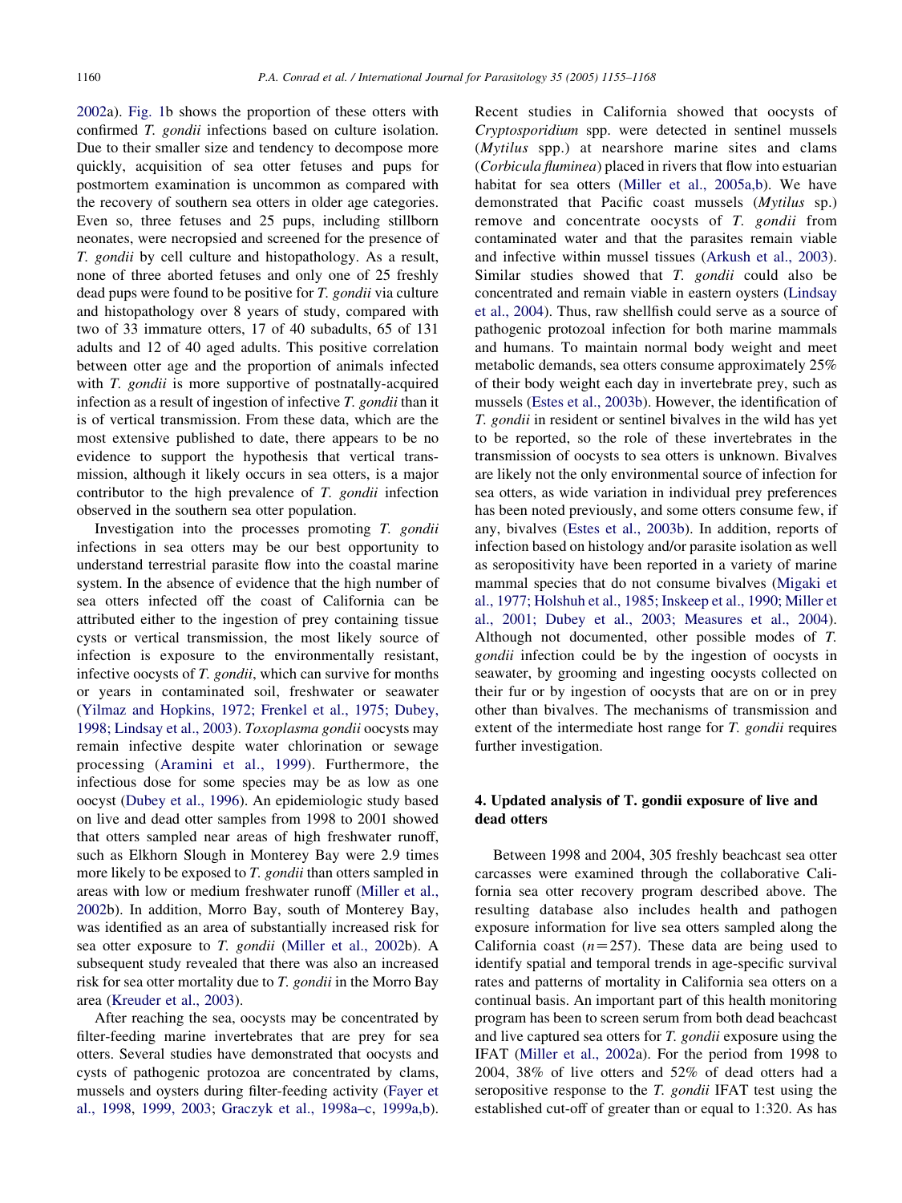2002a). Fig. 1b shows the proportion of these otters with confirmed *T. gondii* infections based on culture isolation. Due to their smaller size and tendency to decompose more quickly, acquisition of sea otter fetuses and pups for postmortem examination is uncommon as compared with the recovery of southern sea otters in older age categories. Even so, three fetuses and 25 pups, including stillborn neonates, were necropsied and screened for the presence of *T. gondii* by cell culture and histopathology. As a result, none of three aborted fetuses and only one of 25 freshly dead pups were found to be positive for *T. gondii* via culture and histopathology over 8 years of study, compared with two of 33 immature otters, 17 of 40 subadults, 65 of 131 adults and 12 of 40 aged adults. This positive correlation between otter age and the proportion of animals infected with *T. gondii* is more supportive of postnatally-acquired infection as a result of ingestion of infective *T. gondii* than it is of vertical transmission. From these data, which are the most extensive published to date, there appears to be no evidence to support the hypothesis that vertical transmission, although it likely occurs in sea otters, is a major contributor to the high prevalence of *T. gondii* infection observed in the southern sea otter population.

Investigation into the processes promoting *T. gondii* infections in sea otters may be our best opportunity to understand terrestrial parasite flow into the coastal marine system. In the absence of evidence that the high number of sea otters infected off the coast of California can be attributed either to the ingestion of prey containing tissue cysts or vertical transmission, the most likely source of infection is exposure to the environmentally resistant, infective oocysts of *T. gondii*, which can survive for months or years in contaminated soil, freshwater or seawater (Yilmaz and Hopkins, 1972; Frenkel et al., 1975; Dubey, 1998; Lindsay et al., 2003). *Toxoplasma gondii* oocysts may remain infective despite water chlorination or sewage processing (Aramini et al., 1999). Furthermore, the infectious dose for some species may be as low as one oocyst (Dubey et al., 1996). An epidemiologic study based on live and dead otter samples from 1998 to 2001 showed that otters sampled near areas of high freshwater runoff, such as Elkhorn Slough in Monterey Bay were 2.9 times more likely to be exposed to *T. gondii* than otters sampled in areas with low or medium freshwater runoff (Miller et al., 2002b). In addition, Morro Bay, south of Monterey Bay, was identified as an area of substantially increased risk for sea otter exposure to *T. gondii* (Miller et al., 2002b). A subsequent study revealed that there was also an increased risk for sea otter mortality due to *T. gondii* in the Morro Bay area (Kreuder et al., 2003).

After reaching the sea, oocysts may be concentrated by filter-feeding marine invertebrates that are prey for sea otters. Several studies have demonstrated that oocysts and cysts of pathogenic protozoa are concentrated by clams, mussels and oysters during filter-feeding activity (Fayer et al., 1998, 1999, 2003; Graczyk et al., 1998a–c, 1999a,b). Recent studies in California showed that oocysts of *Cryptosporidium* spp. were detected in sentinel mussels (*Mytilus* spp.) at nearshore marine sites and clams (*Corbicula fluminea*) placed in rivers that flow into estuarian habitat for sea otters (Miller et al., 2005a,b). We have demonstrated that Pacific coast mussels (*Mytilus* sp.) remove and concentrate oocysts of *T. gondii* from contaminated water and that the parasites remain viable and infective within mussel tissues (Arkush et al., 2003). Similar studies showed that *T. gondii* could also be concentrated and remain viable in eastern oysters (Lindsay et al., 2004). Thus, raw shellfish could serve as a source of pathogenic protozoal infection for both marine mammals and humans. To maintain normal body weight and meet metabolic demands, sea otters consume approximately 25% of their body weight each day in invertebrate prey, such as mussels (Estes et al., 2003b). However, the identification of *T. gondii* in resident or sentinel bivalves in the wild has yet to be reported, so the role of these invertebrates in the transmission of oocysts to sea otters is unknown. Bivalves are likely not the only environmental source of infection for sea otters, as wide variation in individual prey preferences has been noted previously, and some otters consume few, if any, bivalves (Estes et al., 2003b). In addition, reports of infection based on histology and/or parasite isolation as well as seropositivity have been reported in a variety of marine mammal species that do not consume bivalves (Migaki et al., 1977; Holshuh et al., 1985; Inskeep et al., 1990; Miller et al., 2001; Dubey et al., 2003; Measures et al., 2004). Although not documented, other possible modes of *T. gondii* infection could be by the ingestion of oocysts in seawater, by grooming and ingesting oocysts collected on their fur or by ingestion of oocysts that are on or in prey other than bivalves. The mechanisms of transmission and extent of the intermediate host range for *T. gondii* requires further investigation.

## 4. Updated analysis of T. gondii exposure of live and dead otters

Between 1998 and 2004, 305 freshly beachcast sea otter carcasses were examined through the collaborative California sea otter recovery program described above. The resulting database also includes health and pathogen exposure information for live sea otters sampled along the California coast ($n=257$). These data are being used to identify spatial and temporal trends in age-specific survival rates and patterns of mortality in California sea otters on a continual basis. An important part of this health monitoring program has been to screen serum from both dead beachcast and live captured sea otters for *T. gondii* exposure using the IFAT (Miller et al., 2002a). For the period from 1998 to 2004, 38% of live otters and 52% of dead otters had a seropositive response to the *T. gondii* IFAT test using the established cut-off of greater than or equal to 1:320. As has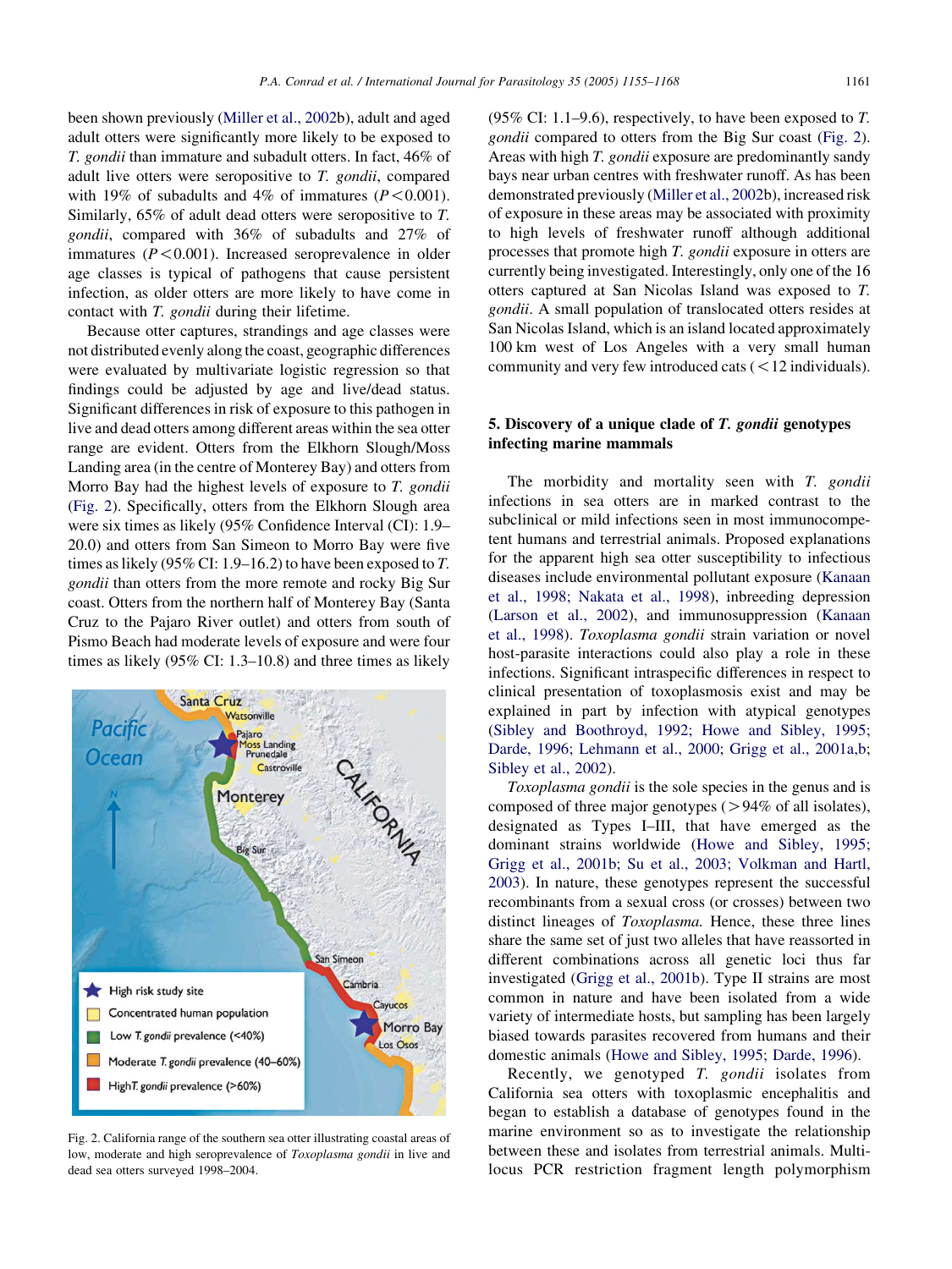been shown previously (Miller et al., 2002b), adult and aged adult otters were significantly more likely to be exposed to *T. gondii* than immature and subadult otters. In fact, 46% of adult live otters were seropositive to *T. gondii*, compared with 19% of subadults and 4% of immatures ($P<0.001$). Similarly, 65% of adult dead otters were seropositive to *T. gondii*, compared with 36% of subadults and 27% of immatures ($P<0.001$). Increased seroprevalence in older age classes is typical of pathogens that cause persistent infection, as older otters are more likely to have come in contact with *T. gondii* during their lifetime.

Because otter captures, strandings and age classes were not distributed evenly along the coast, geographic differences were evaluated by multivariate logistic regression so that findings could be adjusted by age and live/dead status. Significant differences in risk of exposure to this pathogen in live and dead otters among different areas within the sea otter range are evident. Otters from the Elkhorn Slough/Moss Landing area (in the centre of Monterey Bay) and otters from Morro Bay had the highest levels of exposure to *T. gondii* (Fig. 2). Specifically, otters from the Elkhorn Slough area were six times as likely (95% Confidence Interval (CI): 1.9–20.0) and otters from San Simeon to Morro Bay were five times as likely (95% CI: 1.9–16.2) to have been exposed to *T. gondii* than otters from the more remote and rocky Big Sur coast. Otters from the northern half of Monterey Bay (Santa Cruz to the Pajaro River outlet) and otters from south of Pismo Beach had moderate levels of exposure and were four times as likely (95% CI: 1.3–10.8) and three times as likely (95% CI: 1.1–9.6), respectively, to have been exposed to *T. gondii* compared to otters from the Big Sur coast (Fig. 2). Areas with high *T. gondii* exposure are predominantly sandy bays near urban centres with freshwater runoff. As has been demonstrated previously (Miller et al., 2002b), increased risk of exposure in these areas may be associated with proximity to high levels of freshwater runoff although additional processes that promote high *T. gondii* exposure in otters are currently being investigated. Interestingly, only one of the 16 otters captured at San Nicolas Island was exposed to *T. gondii*. A small population of translocated otters resides at San Nicolas Island, which is an island located approximately 100 km west of Los Angeles with a very small human community and very few introduced cats (<12 individuals).

Fig. 2. California range of the southern sea otter illustrating coastal areas of low, moderate and high seroprevalence of *Toxoplasma gondii* in live and dead sea otters surveyed 1998–2004.

## 5. Discovery of a unique clade of *T. gondii* genotypes infecting marine mammals

The morbidity and mortality seen with *T. gondii* infections in sea otters are in marked contrast to the subclinical or mild infections seen in most immunocompetent humans and terrestrial animals. Proposed explanations for the apparent high sea otter susceptibility to infectious diseases include environmental pollutant exposure (Kanaan et al., 1998; Nakata et al., 1998), inbreeding depression (Larson et al., 2002), and immunosuppression (Kanaan et al., 1998). *Toxoplasma gondii* strain variation or novel host-parasite interactions could also play a role in these infections. Significant intraspecific differences in respect to clinical presentation of toxoplasmosis exist and may be explained in part by infection with atypical genotypes (Sibley and Boothroyd, 1992; Howe and Sibley, 1995; Darde, 1996; Lehmann et al., 2000; Grigg et al., 2001a,b; Sibley et al., 2002).

*Toxoplasma gondii* is the sole species in the genus and is composed of three major genotypes (>94% of all isolates), designated as Types I–III, that have emerged as the dominant strains worldwide (Howe and Sibley, 1995; Grigg et al., 2001b; Su et al., 2003; Volkman and Hartl, 2003). In nature, these genotypes represent the successful recombinants from a sexual cross (or crosses) between two distinct lineages of *Toxoplasma*. Hence, these three lines share the same set of just two alleles that have reassorted in different combinations across all genetic loci thus far investigated (Grigg et al., 2001b). Type II strains are most common in nature and have been isolated from a wide variety of intermediate hosts, but sampling has been largely biased towards parasites recovered from humans and their domestic animals (Howe and Sibley, 1995; Darde, 1996).

Recently, we genotyped *T. gondii* isolates from California sea otters with toxoplasmic encephalitis and began to establish a database of genotypes found in the marine environment so as to investigate the relationship between these and isolates from terrestrial animals. Multi-locus PCR restriction fragment length polymorphism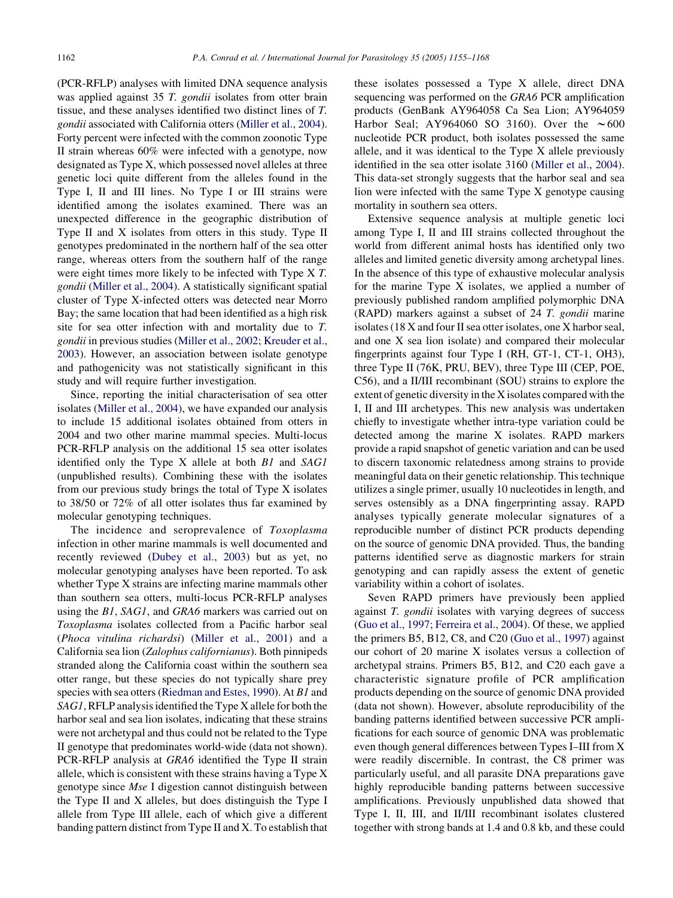(PCR-RFLP) analyses with limited DNA sequence analysis was applied against 35 *T. gondii* isolates from otter brain tissue, and these analyses identified two distinct lines of *T. gondii* associated with California otters (Miller et al., 2004). Forty percent were infected with the common zoonotic Type II strain whereas 60% were infected with a genotype, now designated as Type X, which possessed novel alleles at three genetic loci quite different from the alleles found in the Type I, II and III lines. No Type I or III strains were identified among the isolates examined. There was an unexpected difference in the geographic distribution of Type II and X isolates from otters in this study. Type II genotypes predominated in the northern half of the sea otter range, whereas otters from the southern half of the range were eight times more likely to be infected with Type X *T. gondii* (Miller et al., 2004). A statistically significant spatial cluster of Type X-infected otters was detected near Morro Bay; the same location that had been identified as a high risk site for sea otter infection with and mortality due to *T. gondii* in previous studies (Miller et al., 2002; Kreuder et al., 2003). However, an association between isolate genotype and pathogenicity was not statistically significant in this study and will require further investigation.

Since, reporting the initial characterisation of sea otter isolates (Miller et al., 2004), we have expanded our analysis to include 15 additional isolates obtained from otters in 2004 and two other marine mammal species. Multi-locus PCR-RFLP analysis on the additional 15 sea otter isolates identified only the Type X allele at both *B1* and *SAG1* (unpublished results). Combining these with the isolates from our previous study brings the total of Type X isolates to 38/50 or 72% of all otter isolates thus far examined by molecular genotyping techniques.

The incidence and seroprevalence of *Toxoplasma* infection in other marine mammals is well documented and recently reviewed (Dubey et al., 2003) but as yet, no molecular genotyping analyses have been reported. To ask whether Type X strains are infecting marine mammals other than southern sea otters, multi-locus PCR-RFLP analyses using the *B1*, *SAG1*, and *GRA6* markers was carried out on *Toxoplasma* isolates collected from a Pacific harbor seal (*Phoca vitulina richardsi*) (Miller et al., 2001) and a California sea lion (*Zalophus californianus*). Both pinnipeds stranded along the California coast within the southern sea otter range, but these species do not typically share prey species with sea otters (Riedman and Estes, 1990). At *B1* and *SAG1*, RFLP analysis identified the Type X allele for both the harbor seal and sea lion isolates, indicating that these strains were not archetypal and thus could not be related to the Type II genotype that predominates world-wide (data not shown). PCR-RFLP analysis at *GRA6* identified the Type II strain allele, which is consistent with these strains having a Type X genotype since *Mse* I digestion cannot distinguish between the Type II and X alleles, but does distinguish the Type I allele from Type III allele, each of which give a different banding pattern distinct from Type II and X. To establish that these isolates possessed a Type X allele, direct DNA sequencing was performed on the *GRA6* PCR amplification products (GenBank AY964058 Ca Sea Lion; AY964059 Harbor Seal; AY964060 SO 3160). Over the ∼600 nucleotide PCR product, both isolates possessed the same allele, and it was identical to the Type X allele previously identified in the sea otter isolate 3160 (Miller et al., 2004). This data-set strongly suggests that the harbor seal and sea lion were infected with the same Type X genotype causing mortality in southern sea otters.

Extensive sequence analysis at multiple genetic loci among Type I, II and III strains collected throughout the world from different animal hosts has identified only two alleles and limited genetic diversity among archetypal lines. In the absence of this type of exhaustive molecular analysis for the marine Type X isolates, we applied a number of previously published random amplified polymorphic DNA (RAPD) markers against a subset of 24 *T. gondii* marine isolates (18 X and four II sea otter isolates, one X harbor seal, and one X sea lion isolate) and compared their molecular fingerprints against four Type I (RH, GT-1, CT-1, OH3), three Type II (76K, PRU, BEV), three Type III (CEP, POE, C56), and a II/III recombinant (SOU) strains to explore the extent of genetic diversity in the X isolates compared with the I, II and III archetypes. This new analysis was undertaken chiefly to investigate whether intra-type variation could be detected among the marine X isolates. RAPD markers provide a rapid snapshot of genetic variation and can be used to discern taxonomic relatedness among strains to provide meaningful data on their genetic relationship. This technique utilizes a single primer, usually 10 nucleotides in length, and serves ostensibly as a DNA fingerprinting assay. RAPD analyses typically generate molecular signatures of a reproducible number of distinct PCR products depending on the source of genomic DNA provided. Thus, the banding patterns identified serve as diagnostic markers for strain genotyping and can rapidly assess the extent of genetic variability within a cohort of isolates.

Seven RAPD primers have previously been applied against *T. gondii* isolates with varying degrees of success (Guo et al., 1997; Ferreira et al., 2004). Of these, we applied the primers B5, B12, C8, and C20 (Guo et al., 1997) against our cohort of 20 marine X isolates versus a collection of archetypal strains. Primers B5, B12, and C20 each gave a characteristic signature profile of PCR amplification products depending on the source of genomic DNA provided (data not shown). However, absolute reproducibility of the banding patterns identified between successive PCR amplifications for each source of genomic DNA was problematic even though general differences between Types I–III from X were readily discernible. In contrast, the C8 primer was particularly useful, and all parasite DNA preparations gave highly reproducible banding patterns between successive amplifications. Previously unpublished data showed that Type I, II, III, and II/III recombinant isolates clustered together with strong bands at 1.4 and 0.8 kb, and these could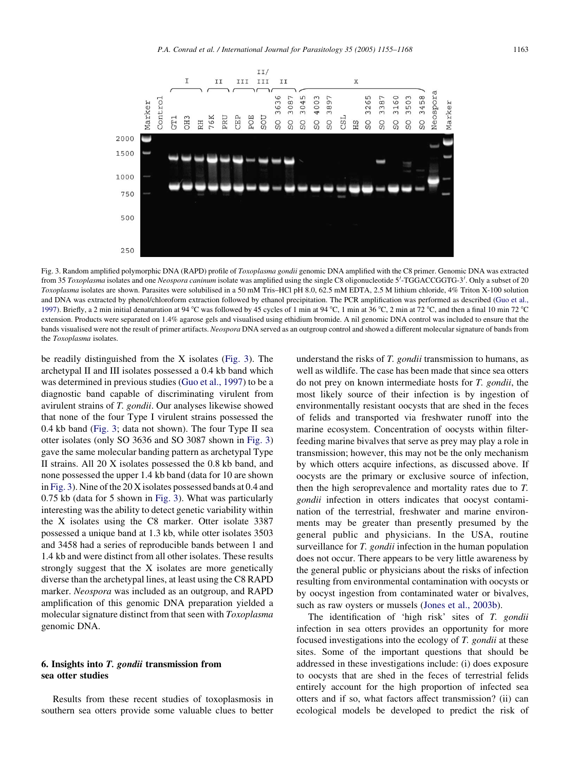Fig. 3. Random amplified polymorphic DNA (RAPD) profile of *Toxoplasma gondii* genomic DNA amplified with the C8 primer. Genomic DNA was extracted from 35 *Toxoplasma* isolates and one *Neospora caninum* isolate was amplified using the single C8 oligonucleotide 5′-TGGACCGGTG-3′. Only a subset of 20 *Toxoplasma* isolates are shown. Parasites were solubilised in a 50 mM Tris–HCl pH 8.0, 62.5 mM EDTA, 2.5 M lithium chloride, 4% Triton X-100 solution and DNA was extracted by phenol/chloroform extraction followed by ethanol precipitation. The PCR amplification was performed as described (Guo et al., 1997). Briefly, a 2 min initial denaturation at 94 °C was followed by 45 cycles of 1 min at 94 °C, 1 min at 36 °C, 2 min at 72 °C, and then a final 10 min 72 °C extension. Products were separated on 1.4% agarose gels and visualised using ethidium bromide. A nil genomic DNA control was included to ensure that the bands visualised were not the result of primer artifacts. *Neospora* DNA served as an outgroup control and showed a different molecular signature of bands from the *Toxoplasma* isolates.

be readily distinguished from the X isolates (Fig. 3). The archetypal II and III isolates possessed a 0.4 kb band which was determined in previous studies (Guo et al., 1997) to be a diagnostic band capable of discriminating virulent from avirulent strains of *T. gondii*. Our analyses likewise showed that none of the four Type I virulent strains possessed the 0.4 kb band (Fig. 3; data not shown). The four Type II sea otter isolates (only SO 3636 and SO 3087 shown in Fig. 3) gave the same molecular banding pattern as archetypal Type II strains. All 20 X isolates possessed the 0.8 kb band, and none possessed the upper 1.4 kb band (data for 10 are shown in Fig. 3). Nine of the 20 X isolates possessed bands at 0.4 and 0.75 kb (data for 5 shown in Fig. 3). What was particularly interesting was the ability to detect genetic variability within the X isolates using the C8 marker. Otter isolate 3387 possessed a unique band at 1.3 kb, while otter isolates 3503 and 3458 had a series of reproducible bands between 1 and 1.4 kb and were distinct from all other isolates. These results strongly suggest that the X isolates are more genetically diverse than the archetypal lines, at least using the C8 RAPD marker. *Neospora* was included as an outgroup, and RAPD amplification of this genomic DNA preparation yielded a molecular signature distinct from that seen with *Toxoplasma* genomic DNA.

## 6. Insights into *T. gondii* transmission from sea otter studies

Results from these recent studies of toxoplasmosis in southern sea otters provide some valuable clues to better understand the risks of *T. gondii* transmission to humans, as well as wildlife. The case has been made that since sea otters do not prey on known intermediate hosts for *T. gondii*, the most likely source of their infection is by ingestion of environmentally resistant oocysts that are shed in the feces of felids and transported via freshwater runoff into the marine ecosystem. Concentration of oocysts within filter-feeding marine bivalves that serve as prey may play a role in transmission; however, this may not be the only mechanism by which otters acquire infections, as discussed above. If oocysts are the primary or exclusive source of infection, then the high seroprevalence and mortality rates due to *T. gondii* infection in otters indicates that oocyst contamination of the terrestrial, freshwater and marine environments may be greater than presently presumed by the general public and physicians. In the USA, routine surveillance for *T. gondii* infection in the human population does not occur. There appears to be very little awareness by the general public or physicians about the risks of infection resulting from environmental contamination with oocysts or by oocyst ingestion from contaminated water or bivalves, such as raw oysters or mussels (Jones et al., 2003b).

The identification of 'high risk' sites of *T. gondii* infection in sea otters provides an opportunity for more focused investigations into the ecology of *T. gondii* at these sites. Some of the important questions that should be addressed in these investigations include: (i) does exposure to oocysts that are shed in the feces of terrestrial felids entirely account for the high proportion of infected sea otters and if so, what factors affect transmission? (ii) can ecological models be developed to predict the risk of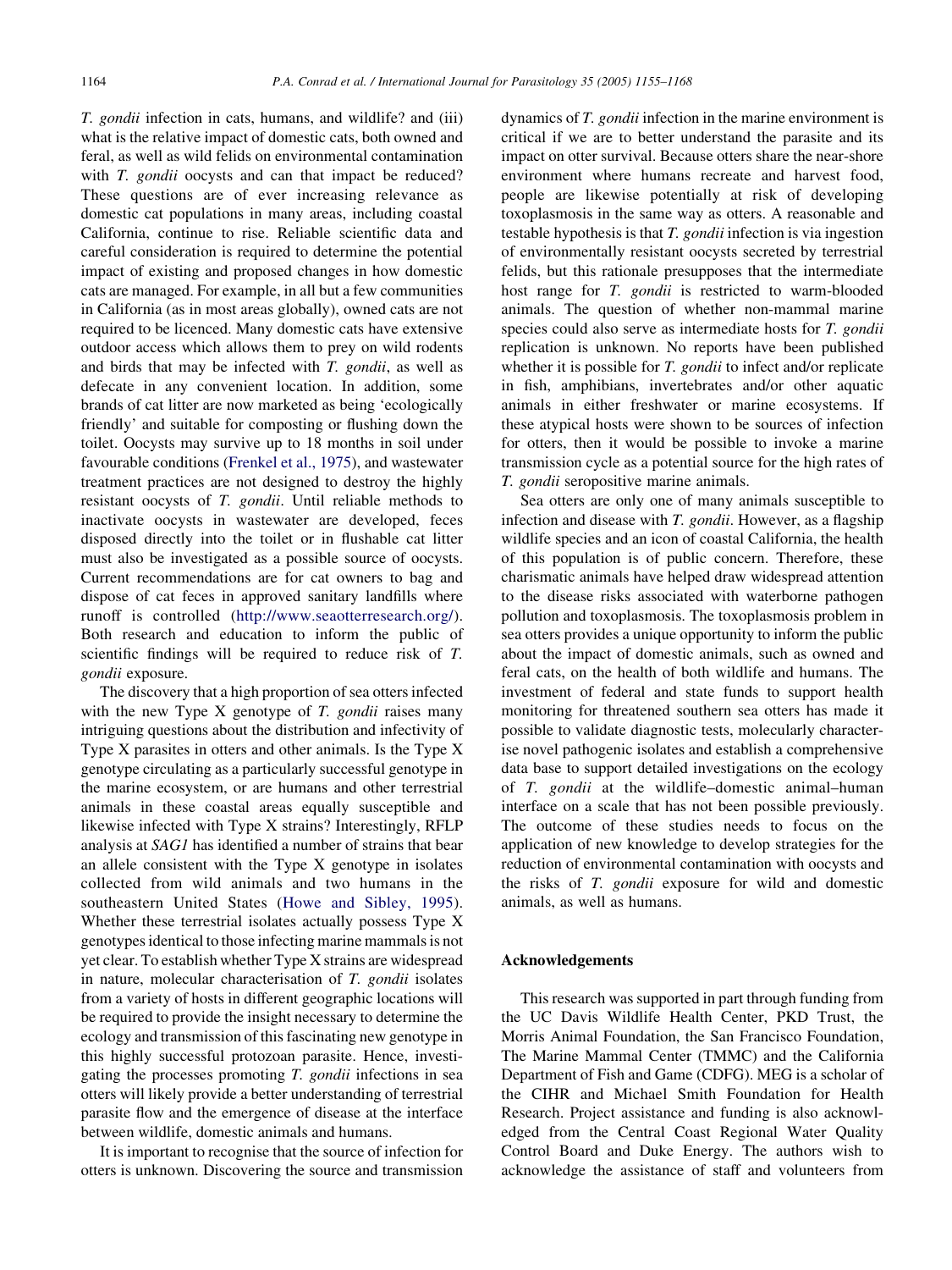*T. gondii* infection in cats, humans, and wildlife? and (iii) what is the relative impact of domestic cats, both owned and feral, as well as wild felids on environmental contamination with *T. gondii* oocysts and can that impact be reduced? These questions are of ever increasing relevance as domestic cat populations in many areas, including coastal California, continue to rise. Reliable scientific data and careful consideration is required to determine the potential impact of existing and proposed changes in how domestic cats are managed. For example, in all but a few communities in California (as in most areas globally), owned cats are not required to be licenced. Many domestic cats have extensive outdoor access which allows them to prey on wild rodents and birds that may be infected with *T. gondii*, as well as defecate in any convenient location. In addition, some brands of cat litter are now marketed as being 'ecologically friendly' and suitable for composting or flushing down the toilet. Oocysts may survive up to 18 months in soil under favourable conditions (Frenkel et al., 1975), and wastewater treatment practices are not designed to destroy the highly resistant oocysts of *T. gondii*. Until reliable methods to inactivate oocysts in wastewater are developed, feces disposed directly into the toilet or in flushable cat litter must also be investigated as a possible source of oocysts. Current recommendations are for cat owners to bag and dispose of cat feces in approved sanitary landfills where runoff is controlled (http://www.seaotterresearch.org/). Both research and education to inform the public of scientific findings will be required to reduce risk of *T. gondii* exposure.

The discovery that a high proportion of sea otters infected with the new Type X genotype of *T. gondii* raises many intriguing questions about the distribution and infectivity of Type X parasites in otters and other animals. Is the Type X genotype circulating as a particularly successful genotype in the marine ecosystem, or are humans and other terrestrial animals in these coastal areas equally susceptible and likewise infected with Type X strains? Interestingly, RFLP analysis at *SAG1* has identified a number of strains that bear an allele consistent with the Type X genotype in isolates collected from wild animals and two humans in the southeastern United States (Howe and Sibley, 1995). Whether these terrestrial isolates actually possess Type X genotypes identical to those infecting marine mammals is not yet clear. To establish whether Type X strains are widespread in nature, molecular characterisation of *T. gondii* isolates from a variety of hosts in different geographic locations will be required to provide the insight necessary to determine the ecology and transmission of this fascinating new genotype in this highly successful protozoan parasite. Hence, investigating the processes promoting *T. gondii* infections in sea otters will likely provide a better understanding of terrestrial parasite flow and the emergence of disease at the interface between wildlife, domestic animals and humans.

It is important to recognise that the source of infection for otters is unknown. Discovering the source and transmission dynamics of *T. gondii* infection in the marine environment is critical if we are to better understand the parasite and its impact on otter survival. Because otters share the near-shore environment where humans recreate and harvest food, people are likewise potentially at risk of developing toxoplasmosis in the same way as otters. A reasonable and testable hypothesis is that *T. gondii* infection is via ingestion of environmentally resistant oocysts secreted by terrestrial felids, but this rationale presupposes that the intermediate host range for *T. gondii* is restricted to warm-blooded animals. The question of whether non-mammal marine species could also serve as intermediate hosts for *T. gondii* replication is unknown. No reports have been published whether it is possible for *T. gondii* to infect and/or replicate in fish, amphibians, invertebrates and/or other aquatic animals in either freshwater or marine ecosystems. If these atypical hosts were shown to be sources of infection for otters, then it would be possible to invoke a marine transmission cycle as a potential source for the high rates of *T. gondii* seropositive marine animals.

Sea otters are only one of many animals susceptible to infection and disease with *T. gondii*. However, as a flagship wildlife species and an icon of coastal California, the health of this population is of public concern. Therefore, these charismatic animals have helped draw widespread attention to the disease risks associated with waterborne pathogen pollution and toxoplasmosis. The toxoplasmosis problem in sea otters provides a unique opportunity to inform the public about the impact of domestic animals, such as owned and feral cats, on the health of both wildlife and humans. The investment of federal and state funds to support health monitoring for threatened southern sea otters has made it possible to validate diagnostic tests, molecularly characterise novel pathogenic isolates and establish a comprehensive data base to support detailed investigations on the ecology of *T. gondii* at the wildlife–domestic animal–human interface on a scale that has not been possible previously. The outcome of these studies needs to focus on the application of new knowledge to develop strategies for the reduction of environmental contamination with oocysts and the risks of *T. gondii* exposure for wild and domestic animals, as well as humans.

## Acknowledgements

This research was supported in part through funding from the UC Davis Wildlife Health Center, PKD Trust, the Morris Animal Foundation, the San Francisco Foundation, The Marine Mammal Center (TMMC) and the California Department of Fish and Game (CDFG). MEG is a scholar of the CIHR and Michael Smith Foundation for Health Research. Project assistance and funding is also acknowledged from the Central Coast Regional Water Quality Control Board and Duke Energy. The authors wish to acknowledge the assistance of staff and volunteers from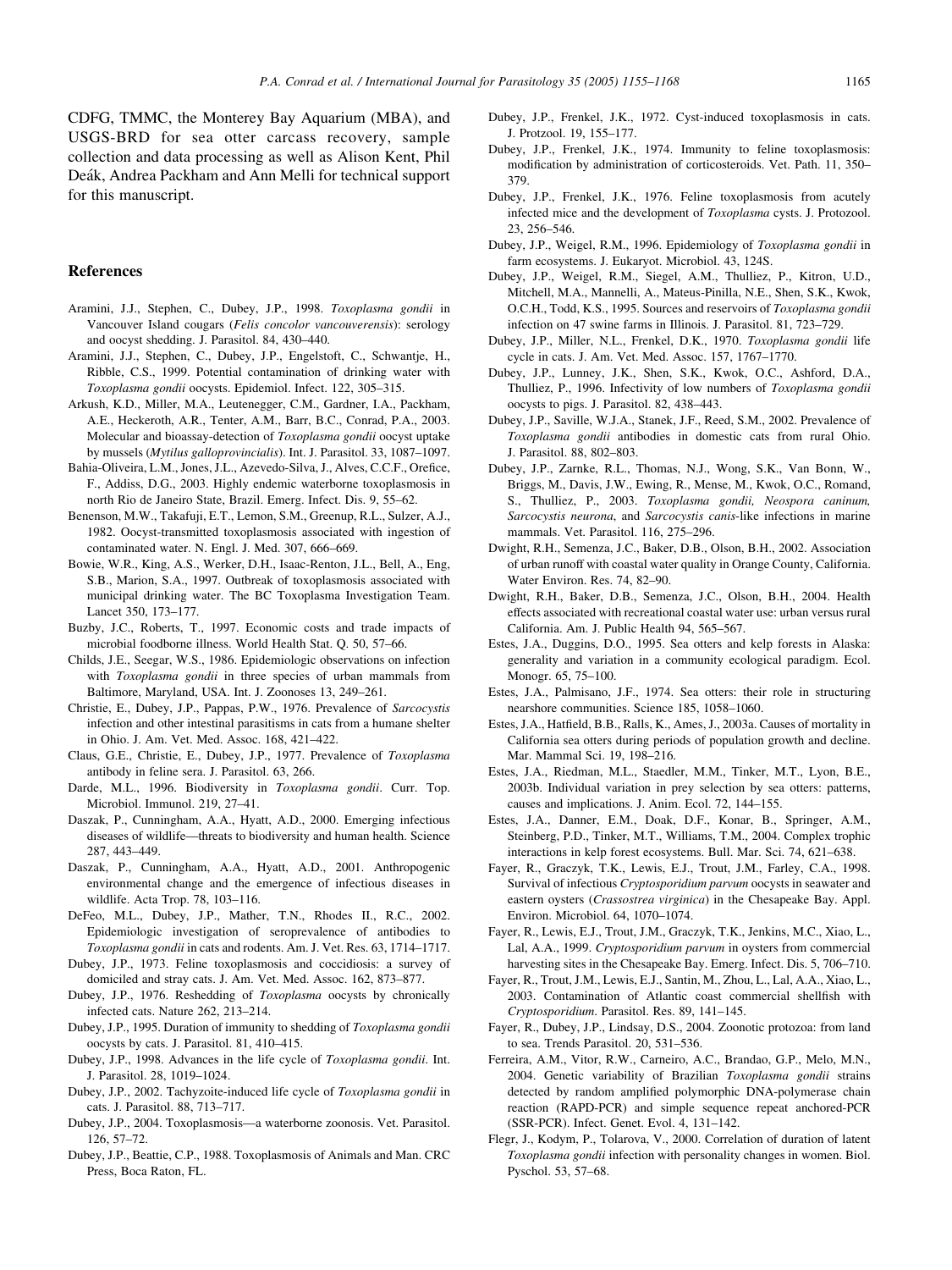CDFG, TMMC, the Monterey Bay Aquarium (MBA), and USGS-BRD for sea otter carcass recovery, sample collection and data processing as well as Alison Kent, Phil Deák, Andrea Packham and Ann Melli for technical support for this manuscript.

## References

Aramini, J.J., Stephen, C., Dubey, J.P., 1998. *Toxoplasma gondii* in Vancouver Island cougars (*Felis concolor vancouverensis*): serology and oocyst shedding. J. Parasitol. 84, 430–440.

Aramini, J.J., Stephen, C., Dubey, J.P., Engelstoft, C., Schwantje, H., Ribble, C.S., 1999. Potential contamination of drinking water with *Toxoplasma gondii* oocysts. Epidemiol. Infect. 122, 305–315.

Arkush, K.D., Miller, M.A., Leutenegger, C.M., Gardner, I.A., Packham, A.E., Heckeroth, A.R., Tenter, A.M., Barr, B.C., Conrad, P.A., 2003. Molecular and bioassay-detection of *Toxoplasma gondii* oocyst uptake by mussels (*Mytilus galloprovincialis*). Int. J. Parasitol. 33, 1087–1097.

Bahia-Oliveira, L.M., Jones, J.L., Azevedo-Silva, J., Alves, C.C.F., Orefice, F., Addiss, D.G., 2003. Highly endemic waterborne toxoplasmosis in north Rio de Janeiro State, Brazil. Emerg. Infect. Dis. 9, 55–62.

Benenson, M.W., Takafuji, E.T., Lemon, S.M., Greenup, R.L., Sulzer, A.J., 1982. Oocyst-transmitted toxoplasmosis associated with ingestion of contaminated water. N. Engl. J. Med. 307, 666–669.

Bowie, W.R., King, A.S., Werker, D.H., Isaac-Renton, J.L., Bell, A., Eng, S.B., Marion, S.A., 1997. Outbreak of toxoplasmosis associated with municipal drinking water. The BC Toxoplasma Investigation Team. Lancet 350, 173–177.

Buzby, J.C., Roberts, T., 1997. Economic costs and trade impacts of microbial foodborne illness. World Health Stat. Q. 50, 57–66.

Childs, J.E., Seegar, W.S., 1986. Epidemiologic observations on infection with *Toxoplasma gondii* in three species of urban mammals from Baltimore, Maryland, USA. Int. J. Zoonoses 13, 249–261.

Christie, E., Dubey, J.P., Pappas, P.W., 1976. Prevalence of *Sarcocystis* infection and other intestinal parasitisms in cats from a humane shelter in Ohio. J. Am. Vet. Med. Assoc. 168, 421–422.

Claus, G.E., Christie, E., Dubey, J.P., 1977. Prevalence of *Toxoplasma* antibody in feline sera. J. Parasitol. 63, 266.

Darde, M.L., 1996. Biodiversity in *Toxoplasma gondii*. Curr. Top. Microbiol. Immunol. 219, 27–41.

Daszak, P., Cunningham, A.A., Hyatt, A.D., 2000. Emerging infectious diseases of wildlife—threats to biodiversity and human health. Science 287, 443–449.

Daszak, P., Cunningham, A.A., Hyatt, A.D., 2001. Anthropogenic environmental change and the emergence of infectious diseases in wildlife. Acta Trop. 78, 103–116.

DeFeo, M.L., Dubey, J.P., Mather, T.N., Rhodes II., R.C., 2002. Epidemiologic investigation of seroprevalence of antibodies to *Toxoplasma gondii* in cats and rodents. Am. J. Vet. Res. 63, 1714–1717.

Dubey, J.P., 1973. Feline toxoplasmosis and coccidiosis: a survey of domiciled and stray cats. J. Am. Vet. Med. Assoc. 162, 873–877.

Dubey, J.P., 1976. Reshedding of *Toxoplasma* oocysts by chronically infected cats. Nature 262, 213–214.

Dubey, J.P., 1995. Duration of immunity to shedding of *Toxoplasma gondii* oocysts by cats. J. Parasitol. 81, 410–415.

Dubey, J.P., 1998. Advances in the life cycle of *Toxoplasma gondii*. Int. J. Parasitol. 28, 1019–1024.

Dubey, J.P., 2002. Tachyzoite-induced life cycle of *Toxoplasma gondii* in cats. J. Parasitol. 88, 713–717.

Dubey, J.P., 2004. Toxoplasmosis—a waterborne zoonosis. Vet. Parasitol. 126, 57–72.

Dubey, J.P., Beattie, C.P., 1988. Toxoplasmosis of Animals and Man. CRC Press, Boca Raton, FL.

Dubey, J.P., Frenkel, J.K., 1972. Cyst-induced toxoplasmosis in cats. J. Protzool. 19, 155–177.

Dubey, J.P., Frenkel, J.K., 1974. Immunity to feline toxoplasmosis: modification by administration of corticosteroids. Vet. Path. 11, 350–379.

Dubey, J.P., Frenkel, J.K., 1976. Feline toxoplasmosis from acutely infected mice and the development of *Toxoplasma* cysts. J. Protozool. 23, 256–546.

Dubey, J.P., Weigel, R.M., 1996. Epidemiology of *Toxoplasma gondii* in farm ecosystems. J. Eukaryot. Microbiol. 43, 124S.

Dubey, J.P., Weigel, R.M., Siegel, A.M., Thulliez, P., Kitron, U.D., Mitchell, M.A., Mannelli, A., Mateus-Pinilla, N.E., Shen, S.K., Kwok, O.C.H., Todd, K.S., 1995. Sources and reservoirs of *Toxoplasma gondii* infection on 47 swine farms in Illinois. J. Parasitol. 81, 723–729.

Dubey, J.P., Miller, N.L., Frenkel, D.K., 1970. *Toxoplasma gondii* life cycle in cats. J. Am. Vet. Med. Assoc. 157, 1767–1770.

Dubey, J.P., Lunney, J.K., Shen, S.K., Kwok, O.C., Ashford, D.A., Thulliez, P., 1996. Infectivity of low numbers of *Toxoplasma gondii* oocysts to pigs. J. Parasitol. 82, 438–443.

Dubey, J.P., Saville, W.J.A., Stanek, J.F., Reed, S.M., 2002. Prevalence of *Toxoplasma gondii* antibodies in domestic cats from rural Ohio. J. Parasitol. 88, 802–803.

Dubey, J.P., Zarnke, R.L., Thomas, N.J., Wong, S.K., Van Bonn, W., Briggs, M., Davis, J.W., Ewing, R., Mense, M., Kwok, O.C., Romand, S., Thulliez, P., 2003. *Toxoplasma gondii, Neospora caninum, Sarcocystis neurona*, and *Sarcocystis canis*-like infections in marine mammals. Vet. Parasitol. 116, 275–296.

Dwight, R.H., Semenza, J.C., Baker, D.B., Olson, B.H., 2002. Association of urban runoff with coastal water quality in Orange County, California. Water Environ. Res. 74, 82–90.

Dwight, R.H., Baker, D.B., Semenza, J.C., Olson, B.H., 2004. Health effects associated with recreational coastal water use: urban versus rural California. Am. J. Public Health 94, 565–567.

Estes, J.A., Duggins, D.O., 1995. Sea otters and kelp forests in Alaska: generality and variation in a community ecological paradigm. Ecol. Monogr. 65, 75–100.

Estes, J.A., Palmisano, J.F., 1974. Sea otters: their role in structuring nearshore communities. Science 185, 1058–1060.

Estes, J.A., Hatfield, B.B., Ralls, K., Ames, J., 2003a. Causes of mortality in California sea otters during periods of population growth and decline. Mar. Mammal Sci. 19, 198–216.

Estes, J.A., Riedman, M.L., Staedler, M.M., Tinker, M.T., Lyon, B.E., 2003b. Individual variation in prey selection by sea otters: patterns, causes and implications. J. Anim. Ecol. 72, 144–155.

Estes, J.A., Danner, E.M., Doak, D.F., Konar, B., Springer, A.M., Steinberg, P.D., Tinker, M.T., Williams, T.M., 2004. Complex trophic interactions in kelp forest ecosystems. Bull. Mar. Sci. 74, 621–638.

Fayer, R., Graczyk, T.K., Lewis, E.J., Trout, J.M., Farley, C.A., 1998. Survival of infectious *Cryptosporidium parvum* oocysts in seawater and eastern oysters (*Crassostrea virginica*) in the Chesapeake Bay. Appl. Environ. Microbiol. 64, 1070–1074.

Fayer, R., Lewis, E.J., Trout, J.M., Graczyk, T.K., Jenkins, M.C., Xiao, L., Lal, A.A., 1999. *Cryptosporidium parvum* in oysters from commercial harvesting sites in the Chesapeake Bay. Emerg. Infect. Dis. 5, 706–710.

Fayer, R., Trout, J.M., Lewis, E.J., Santin, M., Zhou, L., Lal, A.A., Xiao, L., 2003. Contamination of Atlantic coast commercial shellfish with *Cryptosporidium*. Parasitol. Res. 89, 141–145.

Fayer, R., Dubey, J.P., Lindsay, D.S., 2004. Zoonotic protozoa: from land to sea. Trends Parasitol. 20, 531–536.

Ferreira, A.M., Vitor, R.W., Carneiro, A.C., Brandao, G.P., Melo, M.N., 2004. Genetic variability of Brazilian *Toxoplasma gondii* strains detected by random amplified polymorphic DNA-polymerase chain reaction (RAPD-PCR) and simple sequence repeat anchored-PCR (SSR-PCR). Infect. Genet. Evol. 4, 131–142.

Flegr, J., Kodym, P., Tolarova, V., 2000. Correlation of duration of latent *Toxoplasma gondii* infection with personality changes in women. Biol. Pyschol. 53, 57–68.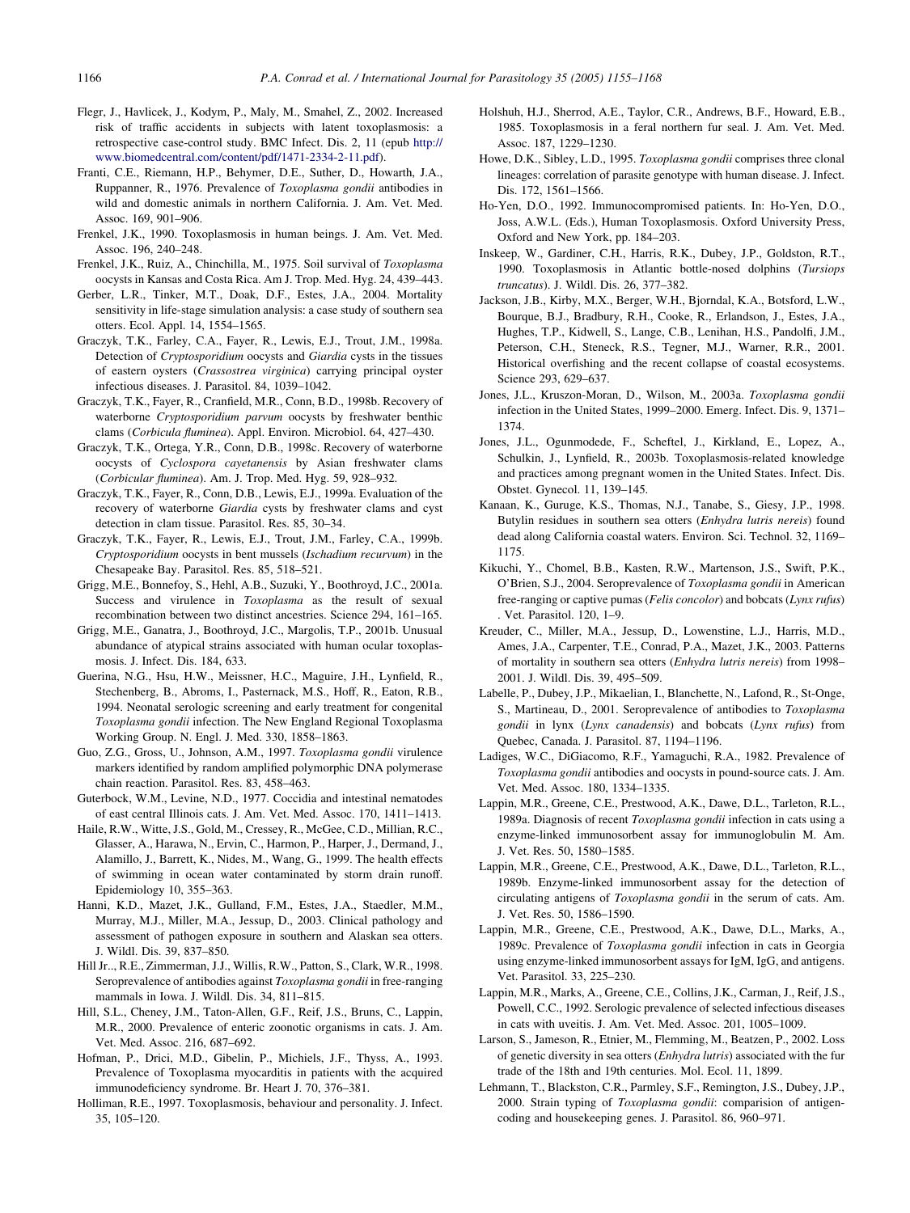Flegr, J., Havlicek, J., Kodym, P., Maly, M., Smahel, Z., 2002. Increased risk of traffic accidents in subjects with latent toxoplasmosis: a retrospective case-control study. BMC Infect. Dis. 2, 11 (epub http://www.biomedcentral.com/content/pdf/1471-2334-2-11.pdf).

Franti, C.E., Riemann, H.P., Behymer, D.E., Suther, D., Howarth, J.A., Ruppanner, R., 1976. Prevalence of *Toxoplasma gondii* antibodies in wild and domestic animals in northern California. J. Am. Vet. Med. Assoc. 169, 901–906.

Frenkel, J.K., 1990. Toxoplasmosis in human beings. J. Am. Vet. Med. Assoc. 196, 240–248.

Frenkel, J.K., Ruiz, A., Chinchilla, M., 1975. Soil survival of *Toxoplasma* oocysts in Kansas and Costa Rica. Am J. Trop. Med. Hyg. 24, 439–443.

Gerber, L.R., Tinker, M.T., Doak, D.F., Estes, J.A., 2004. Mortality sensitivity in life-stage simulation analysis: a case study of southern sea otters. Ecol. Appl. 14, 1554–1565.

Graczyk, T.K., Farley, C.A., Fayer, R., Lewis, E.J., Trout, J.M., 1998a. Detection of *Cryptosporidium* oocysts and *Giardia* cysts in the tissues of eastern oysters (*Crassostrea virginica*) carrying principal oyster infectious diseases. J. Parasitol. 84, 1039–1042.

Graczyk, T.K., Fayer, R., Cranfield, M.R., Conn, B.D., 1998b. Recovery of waterborne *Cryptosporidium parvum* oocysts by freshwater benthic clams (*Corbicula fluminea*). Appl. Environ. Microbiol. 64, 427–430.

Graczyk, T.K., Ortega, Y.R., Conn, D.B., 1998c. Recovery of waterborne oocysts of *Cyclospora cayetanensis* by Asian freshwater clams (*Corbicular fluminea*). Am. J. Trop. Med. Hyg. 59, 928–932.

Graczyk, T.K., Fayer, R., Conn, D.B., Lewis, E.J., 1999a. Evaluation of the recovery of waterborne *Giardia* cysts by freshwater clams and cyst detection in clam tissue. Parasitol. Res. 85, 30–34.

Graczyk, T.K., Fayer, R., Lewis, E.J., Trout, J.M., Farley, C.A., 1999b. *Cryptosporidium* oocysts in bent mussels (*Ischadium recurvum*) in the Chesapeake Bay. Parasitol. Res. 85, 518–521.

Grigg, M.E., Bonnefoy, S., Hehl, A.B., Suzuki, Y., Boothroyd, J.C., 2001a. Success and virulence in *Toxoplasma* as the result of sexual recombination between two distinct ancestries. Science 294, 161–165.

Grigg, M.E., Ganatra, J., Boothroyd, J.C., Margolis, T.P., 2001b. Unusual abundance of atypical strains associated with human ocular toxoplasmosis. J. Infect. Dis. 184, 633.

Guerina, N.G., Hsu, H.W., Meissner, H.C., Maguire, J.H., Lynfield, R., Stechenberg, B., Abroms, I., Pasternack, M.S., Hoff, R., Eaton, R.B., 1994. Neonatal serologic screening and early treatment for congenital *Toxoplasma gondii* infection. The New England Regional Toxoplasma Working Group. N. Engl. J. Med. 330, 1858–1863.

Guo, Z.G., Gross, U., Johnson, A.M., 1997. *Toxoplasma gondii* virulence markers identified by random amplified polymorphic DNA polymerase chain reaction. Parasitol. Res. 83, 458–463.

Guterbock, W.M., Levine, N.D., 1977. Coccidia and intestinal nematodes of east central Illinois cats. J. Am. Vet. Med. Assoc. 170, 1411–1413.

Haile, R.W., Witte, J.S., Gold, M., Cressey, R., McGee, C.D., Millian, R.C., Glasser, A., Harawa, N., Ervin, C., Harmon, P., Harper, J., Dermand, J., Alamillo, J., Barrett, K., Nides, M., Wang, G., 1999. The health effects of swimming in ocean water contaminated by storm drain runoff. Epidemiology 10, 355–363.

Hanni, K.D., Mazet, J.K., Gulland, F.M., Estes, J.A., Staedler, M.M., Murray, M.J., Miller, M.A., Jessup, D., 2003. Clinical pathology and assessment of pathogen exposure in southern and Alaskan sea otters. J. Wildl. Dis. 39, 837–850.

Hill Jr.., R.E., Zimmerman, J.J., Willis, R.W., Patton, S., Clark, W.R., 1998. Seroprevalence of antibodies against *Toxoplasma gondii* in free-ranging mammals in Iowa. J. Wildl. Dis. 34, 811–815.

Hill, S.L., Cheney, J.M., Taton-Allen, G.F., Reif, J.S., Bruns, C., Lappin, M.R., 2000. Prevalence of enteric zoonotic organisms in cats. J. Am. Vet. Med. Assoc. 216, 687–692.

Hofman, P., Drici, M.D., Gibelin, P., Michiels, J.F., Thyss, A., 1993. Prevalence of Toxoplasma myocarditis in patients with the acquired immunodeficiency syndrome. Br. Heart J. 70, 376–381.

Holliman, R.E., 1997. Toxoplasmosis, behaviour and personality. J. Infect. 35, 105–120.

Holshuh, H.J., Sherrod, A.E., Taylor, C.R., Andrews, B.F., Howard, E.B., 1985. Toxoplasmosis in a feral northern fur seal. J. Am. Vet. Med. Assoc. 187, 1229–1230.

Howe, D.K., Sibley, L.D., 1995. *Toxoplasma gondii* comprises three clonal lineages: correlation of parasite genotype with human disease. J. Infect. Dis. 172, 1561–1566.

Ho-Yen, D.O., 1992. Immunocompromised patients. In: Ho-Yen, D.O., Joss, A.W.L. (Eds.), Human Toxoplasmosis. Oxford University Press, Oxford and New York, pp. 184–203.

Inskeep, W., Gardiner, C.H., Harris, R.K., Dubey, J.P., Goldston, R.T., 1990. Toxoplasmosis in Atlantic bottle-nosed dolphins (*Tursiops truncatus*). J. Wildl. Dis. 26, 377–382.

Jackson, J.B., Kirby, M.X., Berger, W.H., Bjorndal, K.A., Botsford, L.W., Bourque, B.J., Bradbury, R.H., Cooke, R., Erlandson, J., Estes, J.A., Hughes, T.P., Kidwell, S., Lange, C.B., Lenihan, H.S., Pandolfi, J.M., Peterson, C.H., Steneck, R.S., Tegner, M.J., Warner, R.R., 2001. Historical overfishing and the recent collapse of coastal ecosystems. Science 293, 629–637.

Jones, J.L., Kruszon-Moran, D., Wilson, M., 2003a. *Toxoplasma gondii* infection in the United States, 1999–2000. Emerg. Infect. Dis. 9, 1371–1374.

Jones, J.L., Ogunmodede, F., Scheftel, J., Kirkland, E., Lopez, A., Schulkin, J., Lynfield, R., 2003b. Toxoplasmosis-related knowledge and practices among pregnant women in the United States. Infect. Dis. Obstet. Gynecol. 11, 139–145.

Kanaan, K., Guruge, K.S., Thomas, N.J., Tanabe, S., Giesy, J.P., 1998. Butylin residues in southern sea otters (*Enhydra lutris nereis*) found dead along California coastal waters. Environ. Sci. Technol. 32, 1169–1175.

Kikuchi, Y., Chomel, B.B., Kasten, R.W., Martenson, J.S., Swift, P.K., O'Brien, S.J., 2004. Seroprevalence of *Toxoplasma gondii* in American free-ranging or captive pumas (*Felis concolor*) and bobcats (*Lynx rufus*). Vet. Parasitol. 120, 1–9.

Kreuder, C., Miller, M.A., Jessup, D., Lowenstine, L.J., Harris, M.D., Ames, J.A., Carpenter, T.E., Conrad, P.A., Mazet, J.K., 2003. Patterns of mortality in southern sea otters (*Enhydra lutris nereis*) from 1998–2001. J. Wildl. Dis. 39, 495–509.

Labelle, P., Dubey, J.P., Mikaelian, I., Blanchette, N., Lafond, R., St-Onge, S., Martineau, D., 2001. Seroprevalence of antibodies to *Toxoplasma gondii* in lynx (*Lynx canadensis*) and bobcats (*Lynx rufus*) from Quebec, Canada. J. Parasitol. 87, 1194–1196.

Ladiges, W.C., DiGiacomo, R.F., Yamaguchi, R.A., 1982. Prevalence of *Toxoplasma gondii* antibodies and oocysts in pound-source cats. J. Am. Vet. Med. Assoc. 180, 1334–1335.

Lappin, M.R., Greene, C.E., Prestwood, A.K., Dawe, D.L., Tarleton, R.L., 1989a. Diagnosis of recent *Toxoplasma gondii* infection in cats using a enzyme-linked immunosorbent assay for immunoglobulin M. Am. J. Vet. Res. 50, 1580–1585.

Lappin, M.R., Greene, C.E., Prestwood, A.K., Dawe, D.L., Tarleton, R.L., 1989b. Enzyme-linked immunosorbent assay for the detection of circulating antigens of *Toxoplasma gondii* in the serum of cats. Am. J. Vet. Res. 50, 1586–1590.

Lappin, M.R., Greene, C.E., Prestwood, A.K., Dawe, D.L., Marks, A., 1989c. Prevalence of *Toxoplasma gondii* infection in cats in Georgia using enzyme-linked immunosorbent assays for IgM, IgG, and antigens. Vet. Parasitol. 33, 225–230.

Lappin, M.R., Marks, A., Greene, C.E., Collins, J.K., Carman, J., Reif, J.S., Powell, C.C., 1992. Serologic prevalence of selected infectious diseases in cats with uveitis. J. Am. Vet. Med. Assoc. 201, 1005–1009.

Larson, S., Jameson, R., Etnier, M., Flemming, M., Beatzen, P., 2002. Loss of genetic diversity in sea otters (*Enhydra lutris*) associated with the fur trade of the 18th and 19th centuries. Mol. Ecol. 11, 1899.

Lehmann, T., Blackston, C.R., Parmley, S.F., Remington, J.S., Dubey, J.P., 2000. Strain typing of *Toxoplasma gondii*: comparision of antigen-coding and housekeeping genes. J. Parasitol. 86, 960–971.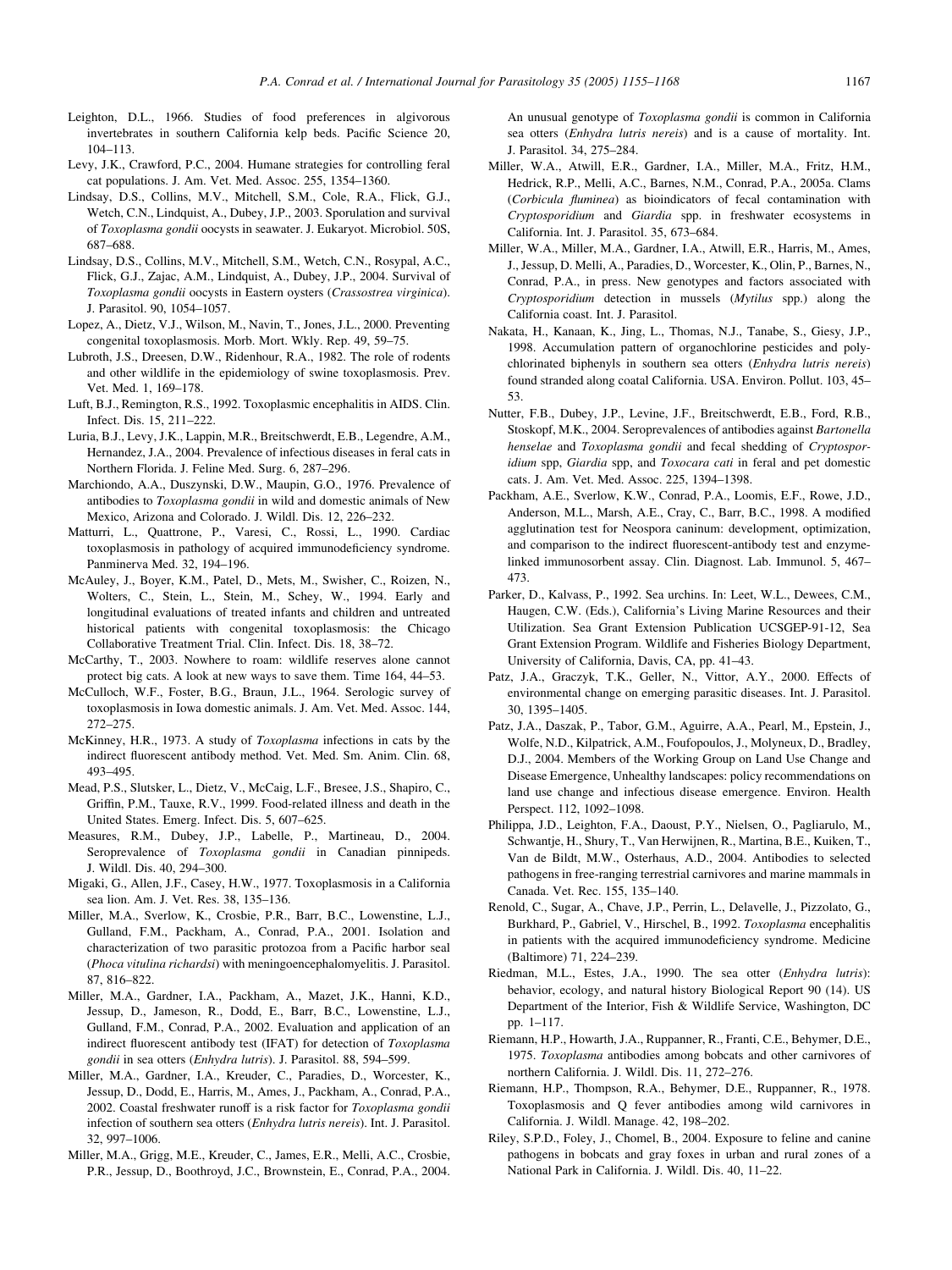Leighton, D.L., 1966. Studies of food preferences in algivorous invertebrates in southern California kelp beds. Pacific Science 20, 104–113.

Levy, J.K., Crawford, P.C., 2004. Humane strategies for controlling feral cat populations. J. Am. Vet. Med. Assoc. 255, 1354–1360.

Lindsay, D.S., Collins, M.V., Mitchell, S.M., Cole, R.A., Flick, G.J., Wetch, C.N., Lindquist, A., Dubey, J.P., 2003. Sporulation and survival of *Toxoplasma gondii* oocysts in seawater. J. Eukaryot. Microbiol. 50S, 687–688.

Lindsay, D.S., Collins, M.V., Mitchell, S.M., Wetch, C.N., Rosypal, A.C., Flick, G.J., Zajac, A.M., Lindquist, A., Dubey, J.P., 2004. Survival of *Toxoplasma gondii* oocysts in Eastern oysters (*Crassostrea virginica*). J. Parasitol. 90, 1054–1057.

Lopez, A., Dietz, V.J., Wilson, M., Navin, T., Jones, J.L., 2000. Preventing congenital toxoplasmosis. Morb. Mort. Wkly. Rep. 49, 59–75.

Lubroth, J.S., Dreesen, D.W., Ridenhour, R.A., 1982. The role of rodents and other wildlife in the epidemiology of swine toxoplasmosis. Prev. Vet. Med. 1, 169–178.

Luft, B.J., Remington, R.S., 1992. Toxoplasmic encephalitis in AIDS. Clin. Infect. Dis. 15, 211–222.

Luria, B.J., Levy, J.K., Lappin, M.R., Breitschwerdt, E.B., Legendre, A.M., Hernandez, J.A., 2004. Prevalence of infectious diseases in feral cats in Northern Florida. J. Feline Med. Surg. 6, 287–296.

Marchiondo, A.A., Duszynski, D.W., Maupin, G.O., 1976. Prevalence of antibodies to *Toxoplasma gondii* in wild and domestic animals of New Mexico, Arizona and Colorado. J. Wildl. Dis. 12, 226–232.

Matturri, L., Quattrone, P., Varesi, C., Rossi, L., 1990. Cardiac toxoplasmosis in pathology of acquired immunodeficiency syndrome. Panminerva Med. 32, 194–196.

McAuley, J., Boyer, K.M., Patel, D., Mets, M., Swisher, C., Roizen, N., Wolters, C., Stein, L., Stein, M., Schey, W., 1994. Early and longitudinal evaluations of treated infants and children and untreated historical patients with congenital toxoplasmosis: the Chicago Collaborative Treatment Trial. Clin. Infect. Dis. 18, 38–72.

McCarthy, T., 2003. Nowhere to roam: wildlife reserves alone cannot protect big cats. A look at new ways to save them. Time 164, 44–53.

McCulloch, W.F., Foster, B.G., Braun, J.L., 1964. Serologic survey of toxoplasmosis in Iowa domestic animals. J. Am. Vet. Med. Assoc. 144, 272–275.

McKinney, H.R., 1973. A study of *Toxoplasma* infections in cats by the indirect fluorescent antibody method. Vet. Med. Sm. Anim. Clin. 68, 493–495.

Mead, P.S., Slutsker, L., Dietz, V., McCaig, L.F., Bresee, J.S., Shapiro, C., Griffin, P.M., Tauxe, R.V., 1999. Food-related illness and death in the United States. Emerg. Infect. Dis. 5, 607–625.

Measures, R.M., Dubey, J.P., Labelle, P., Martineau, D., 2004. Seroprevalence of *Toxoplasma gondii* in Canadian pinnipeds. J. Wildl. Dis. 40, 294–300.

Migaki, G., Allen, J.F., Casey, H.W., 1977. Toxoplasmosis in a California sea lion. Am. J. Vet. Res. 38, 135–136.

Miller, M.A., Sverlow, K., Crosbie, P.R., Barr, B.C., Lowenstine, L.J., Gulland, F.M., Packham, A., Conrad, P.A., 2001. Isolation and characterization of two parasitic protozoa from a Pacific harbor seal (*Phoca vitulina richardsi*) with meningoencephalomyelitis. J. Parasitol. 87, 816–822.

Miller, M.A., Gardner, I.A., Packham, A., Mazet, J.K., Hanni, K.D., Jessup, D., Jameson, R., Dodd, E., Barr, B.C., Lowenstine, L.J., Gulland, F.M., Conrad, P.A., 2002. Evaluation and application of an indirect fluorescent antibody test (IFAT) for detection of *Toxoplasma gondii* in sea otters (*Enhydra lutris*). J. Parasitol. 88, 594–599.

Miller, M.A., Gardner, I.A., Kreuder, C., Paradies, D., Worcester, K., Jessup, D., Dodd, E., Harris, M., Ames, J., Packham, A., Conrad, P.A., 2002. Coastal freshwater runoff is a risk factor for *Toxoplasma gondii* infection of southern sea otters (*Enhydra lutris nereis*). Int. J. Parasitol. 32, 997–1006.

Miller, M.A., Grigg, M.E., Kreuder, C., James, E.R., Melli, A.C., Crosbie, P.R., Jessup, D., Boothroyd, J.C., Brownstein, E., Conrad, P.A., 2004. An unusual genotype of *Toxoplasma gondii* is common in California sea otters (*Enhydra lutris nereis*) and is a cause of mortality. Int. J. Parasitol. 34, 275–284.

Miller, W.A., Atwill, E.R., Gardner, I.A., Miller, M.A., Fritz, H.M., Hedrick, R.P., Melli, A.C., Barnes, N.M., Conrad, P.A., 2005a. Clams (*Corbicula fluminea*) as bioindicators of fecal contamination with *Cryptosporidium* and *Giardia* spp. in freshwater ecosystems in California. Int. J. Parasitol. 35, 673–684.

Miller, W.A., Miller, M.A., Gardner, I.A., Atwill, E.R., Harris, M., Ames, J., Jessup, D. Melli, A., Paradies, D., Worcester, K., Olin, P., Barnes, N., Conrad, P.A., in press. New genotypes and factors associated with *Cryptosporidium* detection in mussels (*Mytilus* spp.) along the California coast. Int. J. Parasitol.

Nakata, H., Kanaan, K., Jing, L., Thomas, N.J., Tanabe, S., Giesy, J.P., 1998. Accumulation pattern of organochlorine pesticides and polychlorinated biphenyls in southern sea otters (*Enhydra lutris nereis*) found stranded along coatal California. USA. Environ. Pollut. 103, 45–53.

Nutter, F.B., Dubey, J.P., Levine, J.F., Breitschwerdt, E.B., Ford, R.B., Stoskopf, M.K., 2004. Seroprevalences of antibodies against *Bartonella henselae* and *Toxoplasma gondii* and fecal shedding of *Cryptosporidium* spp, *Giardia* spp, and *Toxocara cati* in feral and pet domestic cats. J. Am. Vet. Med. Assoc. 225, 1394–1398.

Packham, A.E., Sverlow, K.W., Conrad, P.A., Loomis, E.F., Rowe, J.D., Anderson, M.L., Marsh, A.E., Cray, C., Barr, B.C., 1998. A modified agglutination test for Neospora caninum: development, optimization, and comparison to the indirect fluorescent-antibody test and enzyme-linked immunosorbent assay. Clin. Diagnost. Lab. Immunol. 5, 467–473.

Parker, D., Kalvass, P., 1992. Sea urchins. In: Leet, W.L., Dewees, C.M., Haugen, C.W. (Eds.), California's Living Marine Resources and their Utilization. Sea Grant Extension Publication UCSGEP-91-12, Sea Grant Extension Program. Wildlife and Fisheries Biology Department, University of California, Davis, CA, pp. 41–43.

Patz, J.A., Graczyk, T.K., Geller, N., Vittor, A.Y., 2000. Effects of environmental change on emerging parasitic diseases. Int. J. Parasitol. 30, 1395–1405.

Patz, J.A., Daszak, P., Tabor, G.M., Aguirre, A.A., Pearl, M., Epstein, J., Wolfe, N.D., Kilpatrick, A.M., Foufopoulos, J., Molyneux, D., Bradley, D.J., 2004. Members of the Working Group on Land Use Change and Disease Emergence, Unhealthy landscapes: policy recommendations on land use change and infectious disease emergence. Environ. Health Perspect. 112, 1092–1098.

Philippa, J.D., Leighton, F.A., Daoust, P.Y., Nielsen, O., Pagliarulo, M., Schwantje, H., Shury, T., Van Herwijnen, R., Martina, B.E., Kuiken, T., Van de Bildt, M.W., Osterhaus, A.D., 2004. Antibodies to selected pathogens in free-ranging terrestrial carnivores and marine mammals in Canada. Vet. Rec. 155, 135–140.

Renold, C., Sugar, A., Chave, J.P., Perrin, L., Delavelle, J., Pizzolato, G., Burkhard, P., Gabriel, V., Hirschel, B., 1992. *Toxoplasma* encephalitis in patients with the acquired immunodeficiency syndrome. Medicine (Baltimore) 71, 224–239.

Riedman, M.L., Estes, J.A., 1990. The sea otter (*Enhydra lutris*): behavior, ecology, and natural history Biological Report 90 (14). US Department of the Interior, Fish & Wildlife Service, Washington, DC pp. 1–117.

Riemann, H.P., Howarth, J.A., Ruppanner, R., Franti, C.E., Behymer, D.E., 1975. *Toxoplasma* antibodies among bobcats and other carnivores of northern California. J. Wildl. Dis. 11, 272–276.

Riemann, H.P., Thompson, R.A., Behymer, D.E., Ruppanner, R., 1978. Toxoplasmosis and Q fever antibodies among wild carnivores in California. J. Wildl. Manage. 42, 198–202.

Riley, S.P.D., Foley, J., Chomel, B., 2004. Exposure to feline and canine pathogens in bobcats and gray foxes in urban and rural zones of a National Park in California. J. Wildl. Dis. 40, 11–22.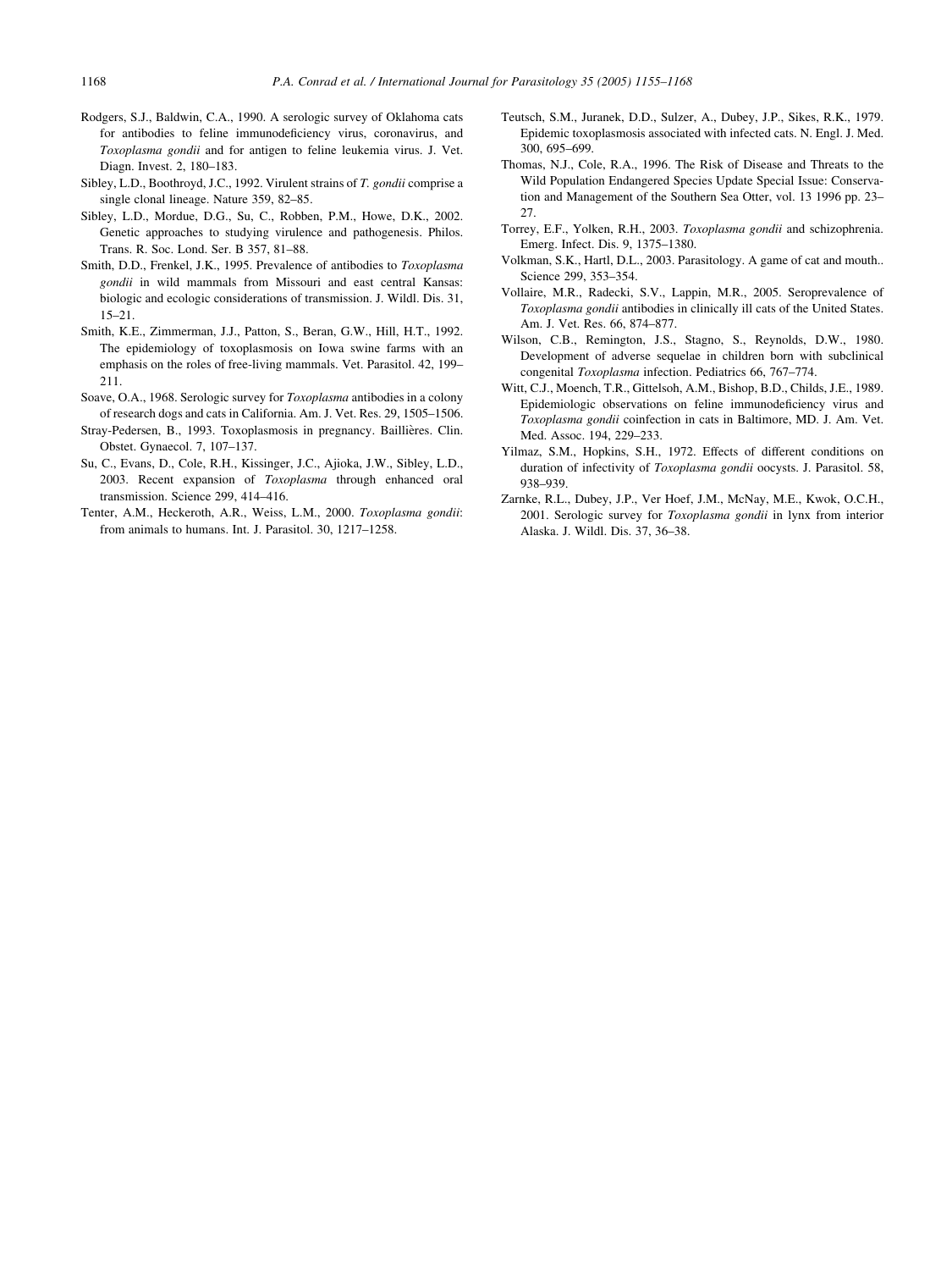Rodgers, S.J., Baldwin, C.A., 1990. A serologic survey of Oklahoma cats for antibodies to feline immunodeficiency virus, coronavirus, and *Toxoplasma gondii* and for antigen to feline leukemia virus. J. Vet. Diagn. Invest. 2, 180–183.

Sibley, L.D., Boothroyd, J.C., 1992. Virulent strains of *T. gondii* comprise a single clonal lineage. Nature 359, 82–85.

Sibley, L.D., Mordue, D.G., Su, C., Robben, P.M., Howe, D.K., 2002. Genetic approaches to studying virulence and pathogenesis. Philos. Trans. R. Soc. Lond. Ser. B 357, 81–88.

Smith, D.D., Frenkel, J.K., 1995. Prevalence of antibodies to *Toxoplasma gondii* in wild mammals from Missouri and east central Kansas: biologic and ecologic considerations of transmission. J. Wildl. Dis. 31, 15–21.

Smith, K.E., Zimmerman, J.J., Patton, S., Beran, G.W., Hill, H.T., 1992. The epidemiology of toxoplasmosis on Iowa swine farms with an emphasis on the roles of free-living mammals. Vet. Parasitol. 42, 199–211.

Soave, O.A., 1968. Serologic survey for *Toxoplasma* antibodies in a colony of research dogs and cats in California. Am. J. Vet. Res. 29, 1505–1506.

Stray-Pedersen, B., 1993. Toxoplasmosis in pregnancy. Baillières. Clin. Obstet. Gynaecol. 7, 107–137.

Su, C., Evans, D., Cole, R.H., Kissinger, J.C., Ajioka, J.W., Sibley, L.D., 2003. Recent expansion of *Toxoplasma* through enhanced oral transmission. Science 299, 414–416.

Tenter, A.M., Heckeroth, A.R., Weiss, L.M., 2000. *Toxoplasma gondii*: from animals to humans. Int. J. Parasitol. 30, 1217–1258.

Teutsch, S.M., Juranek, D.D., Sulzer, A., Dubey, J.P., Sikes, R.K., 1979. Epidemic toxoplasmosis associated with infected cats. N. Engl. J. Med. 300, 695–699.

Thomas, N.J., Cole, R.A., 1996. The Risk of Disease and Threats to the Wild Population Endangered Species Update Special Issue: Conservation and Management of the Southern Sea Otter, vol. 13 1996 pp. 23–27.

Torrey, E.F., Yolken, R.H., 2003. *Toxoplasma gondii* and schizophrenia. Emerg. Infect. Dis. 9, 1375–1380.

Volkman, S.K., Hartl, D.L., 2003. Parasitology. A game of cat and mouth.. Science 299, 353–354.

Vollaire, M.R., Radecki, S.V., Lappin, M.R., 2005. Seroprevalence of *Toxoplasma gondii* antibodies in clinically ill cats of the United States. Am. J. Vet. Res. 66, 874–877.

Wilson, C.B., Remington, J.S., Stagno, S., Reynolds, D.W., 1980. Development of adverse sequelae in children born with subclinical congenital *Toxoplasma* infection. Pediatrics 66, 767–774.

Witt, C.J., Moench, T.R., Gittelsoh, A.M., Bishop, B.D., Childs, J.E., 1989. Epidemiologic observations on feline immunodeficiency virus and *Toxoplasma gondii* coinfection in cats in Baltimore, MD. J. Am. Vet. Med. Assoc. 194, 229–233.

Yilmaz, S.M., Hopkins, S.H., 1972. Effects of different conditions on duration of infectivity of *Toxoplasma gondii* oocysts. J. Parasitol. 58, 938–939.

Zarnke, R.L., Dubey, J.P., Ver Hoef, J.M., McNay, M.E., Kwok, O.C.H., 2001. Serologic survey for *Toxoplasma gondii* in lynx from interior Alaska. J. Wildl. Dis. 37, 36–38.